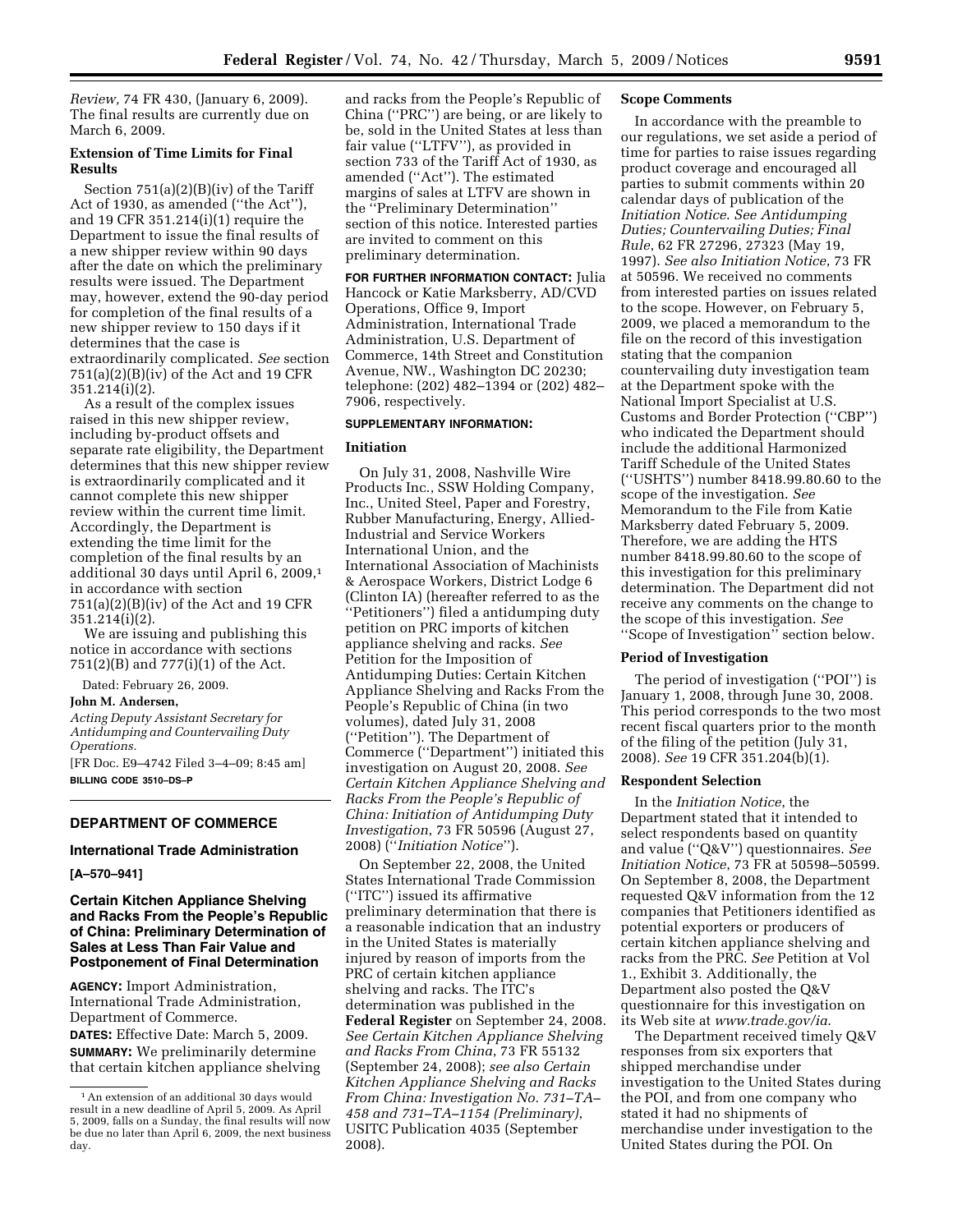*Review,* 74 FR 430, (January 6, 2009). The final results are currently due on March 6, 2009.

**Extension of Time Limits for Final Results**

Section 751(a)(2)(B)(iv) of the Tariff Act of 1930, as amended (''the Act''), and 19 CFR 351.214(i)(1) require the Department to issue the final results of a new shipper review within 90 days after the date on which the preliminary results were issued. The Department may, however, extend the 90-day period for completion of the final results of a new shipper review to 150 days if it determines that the case is extraordinarily complicated. *See* section 751(a)(2)(B)(iv) of the Act and 19 CFR 351.214(i)(2).

As a result of the complex issues raised in this new shipper review, including by-product offsets and separate rate eligibility, the Department determines that this new shipper review is extraordinarily complicated and it cannot complete this new shipper review within the current time limit. Accordingly, the Department is extending the time limit for the completion of the final results by an additional 30 days until April 6, 2009,[1] in accordance with section 751(a)(2)(B)(iv) of the Act and 19 CFR 351.214(i)(2).

We are issuing and publishing this notice in accordance with sections 751(2)(B) and 777(i)(1) of the Act.

Dated: February 26, 2009.

**John M. Andersen,**

*Acting Deputy Assistant Secretary for Antidumping and Countervailing Duty Operations.*

[FR Doc. E9–4742 Filed 3–4–09; 8:45 am]

**BILLING CODE 3510–DS–P**

[1] An extension of an additional 30 days would result in a new deadline of April 5, 2009. As April 5, 2009, falls on a Sunday, the final results will now be due no later than April 6, 2009, the next business day.

---

## DEPARTMENT OF COMMERCE

### International Trade Administration

**[A–570–941]**

### Certain Kitchen Appliance Shelving and Racks From the People's Republic of China: Preliminary Determination of Sales at Less Than Fair Value and Postponement of Final Determination

**AGENCY:** Import Administration, International Trade Administration, Department of Commerce.

**DATES:** Effective Date: March 5, 2009.

**SUMMARY:** We preliminarily determine that certain kitchen appliance shelving and racks from the People's Republic of China (''PRC'') are being, or are likely to be, sold in the United States at less than fair value (''LTFV''), as provided in section 733 of the Tariff Act of 1930, as amended (''Act''). The estimated margins of sales at LTFV are shown in the ''Preliminary Determination'' section of this notice. Interested parties are invited to comment on this preliminary determination.

**FOR FURTHER INFORMATION CONTACT:** Julia Hancock or Katie Marksberry, AD/CVD Operations, Office 9, Import Administration, International Trade Administration, U.S. Department of Commerce, 14th Street and Constitution Avenue, NW., Washington DC 20230; telephone: (202) 482–1394 or (202) 482–7906, respectively.

**SUPPLEMENTARY INFORMATION:**

**Initiation**

On July 31, 2008, Nashville Wire Products Inc., SSW Holding Company, Inc., United Steel, Paper and Forestry, Rubber Manufacturing, Energy, Allied-Industrial and Service Workers International Union, and the International Association of Machinists & Aerospace Workers, District Lodge 6 (Clinton IA) (hereafter referred to as the ''Petitioners'') filed a antidumping duty petition on PRC imports of kitchen appliance shelving and racks. *See* Petition for the Imposition of Antidumping Duties: Certain Kitchen Appliance Shelving and Racks From the People's Republic of China (in two volumes), dated July 31, 2008 (''Petition''). The Department of Commerce (''Department'') initiated this investigation on August 20, 2008. *See Certain Kitchen Appliance Shelving and Racks From the People's Republic of China: Initiation of Antidumping Duty Investigation*, 73 FR 50596 (August 27, 2008) (''*Initiation Notice*'').

On September 22, 2008, the United States International Trade Commission (''ITC'') issued its affirmative preliminary determination that there is a reasonable indication that an industry in the United States is materially injured by reason of imports from the PRC of certain kitchen appliance shelving and racks. The ITC's determination was published in the **Federal Register** on September 24, 2008. *See Certain Kitchen Appliance Shelving and Racks From China*, 73 FR 55132 (September 24, 2008); *see also Certain Kitchen Appliance Shelving and Racks From China: Investigation No. 731–TA–458 and 731–TA–1154 (Preliminary)*, USITC Publication 4035 (September 2008).

**Scope Comments**

In accordance with the preamble to our regulations, we set aside a period of time for parties to raise issues regarding product coverage and encouraged all parties to submit comments within 20 calendar days of publication of the *Initiation Notice*. *See Antidumping Duties; Countervailing Duties; Final Rule*, 62 FR 27296, 27323 (May 19, 1997). *See also Initiation Notice*, 73 FR at 50596. We received no comments from interested parties on issues related to the scope. However, on February 5, 2009, we placed a memorandum to the file on the record of this investigation stating that the companion countervailing duty investigation team at the Department spoke with the National Import Specialist at U.S. Customs and Border Protection (''CBP'') who indicated the Department should include the additional Harmonized Tariff Schedule of the United States (''USHTS'') number 8418.99.80.60 to the scope of the investigation. *See* Memorandum to the File from Katie Marksberry dated February 5, 2009. Therefore, we are adding the HTS number 8418.99.80.60 to the scope of this investigation for this preliminary determination. The Department did not receive any comments on the change to the scope of this investigation. *See* ''Scope of Investigation'' section below.

**Period of Investigation**

The period of investigation (''POI'') is January 1, 2008, through June 30, 2008. This period corresponds to the two most recent fiscal quarters prior to the month of the filing of the petition (July 31, 2008). *See* 19 CFR 351.204(b)(1).

**Respondent Selection**

In the *Initiation Notice*, the Department stated that it intended to select respondents based on quantity and value (''Q&V'') questionnaires. *See Initiation Notice*, 73 FR at 50598–50599. On September 8, 2008, the Department requested Q&V information from the 12 companies that Petitioners identified as potential exporters or producers of certain kitchen appliance shelving and racks from the PRC. *See* Petition at Vol 1., Exhibit 3. Additionally, the Department also posted the Q&V questionnaire for this investigation on its Web site at *www.trade.gov/ia*.

The Department received timely Q&V responses from six exporters that shipped merchandise under investigation to the United States during the POI, and from one company who stated it had no shipments of merchandise under investigation to the United States during the POI. On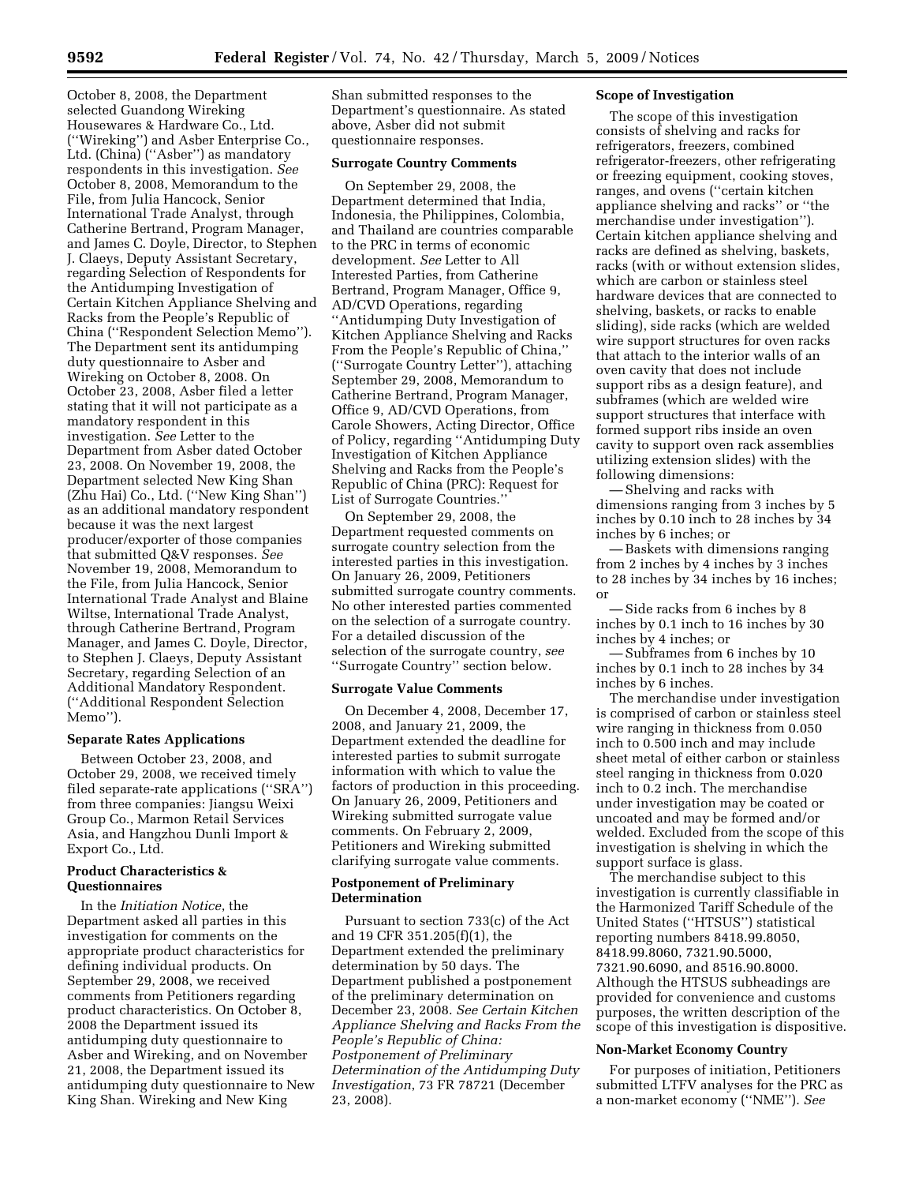October 8, 2008, the Department selected Guangdong Wireking Housewares & Hardware Co., Ltd. (''Wireking'') and Asber Enterprise Co., Ltd. (China) (''Asber'') as mandatory respondents in this investigation. *See* October 8, 2008, Memorandum to the File, from Julia Hancock, Senior International Trade Analyst, through Catherine Bertrand, Program Manager, and James C. Doyle, Director, to Stephen J. Claeys, Deputy Assistant Secretary, regarding Selection of Respondents for the Antidumping Investigation of Certain Kitchen Appliance Shelving and Racks from the People's Republic of China (''Respondent Selection Memo''). The Department sent its antidumping duty questionnaire to Asber and Wireking on October 8, 2008. On October 23, 2008, Asber filed a letter stating that it will not participate as a mandatory respondent in this investigation. *See* Letter to the Department from Asber dated October 23, 2008. On November 19, 2008, the Department selected New King Shan (Zhu Hai) Co., Ltd. (''New King Shan'') as an additional mandatory respondent because it was the next largest producer/exporter of those companies that submitted Q&V responses. *See* November 19, 2008, Memorandum to the File, from Julia Hancock, Senior International Trade Analyst and Blaine Wiltse, International Trade Analyst, through Catherine Bertrand, Program Manager, and James C. Doyle, Director, to Stephen J. Claeys, Deputy Assistant Secretary, regarding Selection of an Additional Mandatory Respondent. (''Additional Respondent Selection Memo'').

**Separate Rates Applications**

Between October 23, 2008, and October 29, 2008, we received timely filed separate-rate applications (''SRA'') from three companies: Jiangsu Weixi Group Co., Marmon Retail Services Asia, and Hangzhou Dunli Import & Export Co., Ltd.

**Product Characteristics & Questionnaires**

In the *Initiation Notice*, the Department asked all parties in this investigation for comments on the appropriate product characteristics for defining individual products. On September 29, 2008, we received comments from Petitioners regarding product characteristics. On October 8, 2008 the Department issued its antidumping duty questionnaire to Asber and Wireking, and on November 21, 2008, the Department issued its antidumping duty questionnaire to New King Shan. Wireking and New King Shan submitted responses to the Department's questionnaire. As stated above, Asber did not submit questionnaire responses.

**Surrogate Country Comments**

On September 29, 2008, the Department determined that India, Indonesia, the Philippines, Colombia, and Thailand are countries comparable to the PRC in terms of economic development. *See* Letter to All Interested Parties, from Catherine Bertrand, Program Manager, Office 9, AD/CVD Operations, regarding ''Antidumping Duty Investigation of Kitchen Appliance Shelving and Racks From the People's Republic of China,'' (''Surrogate Country Letter''), attaching September 29, 2008, Memorandum to Catherine Bertrand, Program Manager, Office 9, AD/CVD Operations, from Carole Showers, Acting Director, Office of Policy, regarding ''Antidumping Duty Investigation of Kitchen Appliance Shelving and Racks from the People's Republic of China (PRC): Request for List of Surrogate Countries.''

On September 29, 2008, the Department requested comments on surrogate country selection from the interested parties in this investigation. On January 26, 2009, Petitioners submitted surrogate country comments. No other interested parties commented on the selection of a surrogate country. For a detailed discussion of the selection of the surrogate country, *see* ''Surrogate Country'' section below.

**Surrogate Value Comments**

On December 4, 2008, December 17, 2008, and January 21, 2009, the Department extended the deadline for interested parties to submit surrogate information with which to value the factors of production in this proceeding. On January 26, 2009, Petitioners and Wireking submitted surrogate value comments. On February 2, 2009, Petitioners and Wireking submitted clarifying surrogate value comments.

**Postponement of Preliminary Determination**

Pursuant to section 733(c) of the Act and 19 CFR 351.205(f)(1), the Department extended the preliminary determination by 50 days. The Department published a postponement of the preliminary determination on December 23, 2008. *See Certain Kitchen Appliance Shelving and Racks From the People's Republic of China: Postponement of Preliminary Determination of the Antidumping Duty Investigation*, 73 FR 78721 (December 23, 2008).

**Scope of Investigation**

The scope of this investigation consists of shelving and racks for refrigerators, freezers, combined refrigerator-freezers, other refrigerating or freezing equipment, cooking stoves, ranges, and ovens (''certain kitchen appliance shelving and racks'' or ''the merchandise under investigation''). Certain kitchen appliance shelving and racks are defined as shelving, baskets, racks (with or without extension slides, which are carbon or stainless steel hardware devices that are connected to shelving, baskets, or racks to enable sliding), side racks (which are welded wire support structures for oven racks that attach to the interior walls of an oven cavity that does not include support ribs as a design feature), and subframes (which are welded wire support structures that interface with formed support ribs inside an oven cavity to support oven rack assemblies utilizing extension slides) with the following dimensions:

— Shelving and racks with dimensions ranging from 3 inches by 5 inches by 0.10 inch to 28 inches by 34 inches by 6 inches; or

— Baskets with dimensions ranging from 2 inches by 4 inches by 3 inches to 28 inches by 34 inches by 16 inches; or

— Side racks from 6 inches by 8 inches by 0.1 inch to 16 inches by 30 inches by 4 inches; or

— Subframes from 6 inches by 10 inches by 0.1 inch to 28 inches by 34 inches by 6 inches.

The merchandise under investigation is comprised of carbon or stainless steel wire ranging in thickness from 0.050 inch to 0.500 inch and may include sheet metal of either carbon or stainless steel ranging in thickness from 0.020 inch to 0.2 inch. The merchandise under investigation may be coated or uncoated and may be formed and/or welded. Excluded from the scope of this investigation is shelving in which the support surface is glass.

The merchandise subject to this investigation is currently classifiable in the Harmonized Tariff Schedule of the United States (''HTSUS'') statistical reporting numbers 8418.99.8050, 8418.99.8060, 7321.90.5000, 7321.90.6090, and 8516.90.8000. Although the HTSUS subheadings are provided for convenience and customs purposes, the written description of the scope of this investigation is dispositive.

**Non-Market Economy Country**

For purposes of initiation, Petitioners submitted LTFV analyses for the PRC as a non-market economy (''NME''). *See*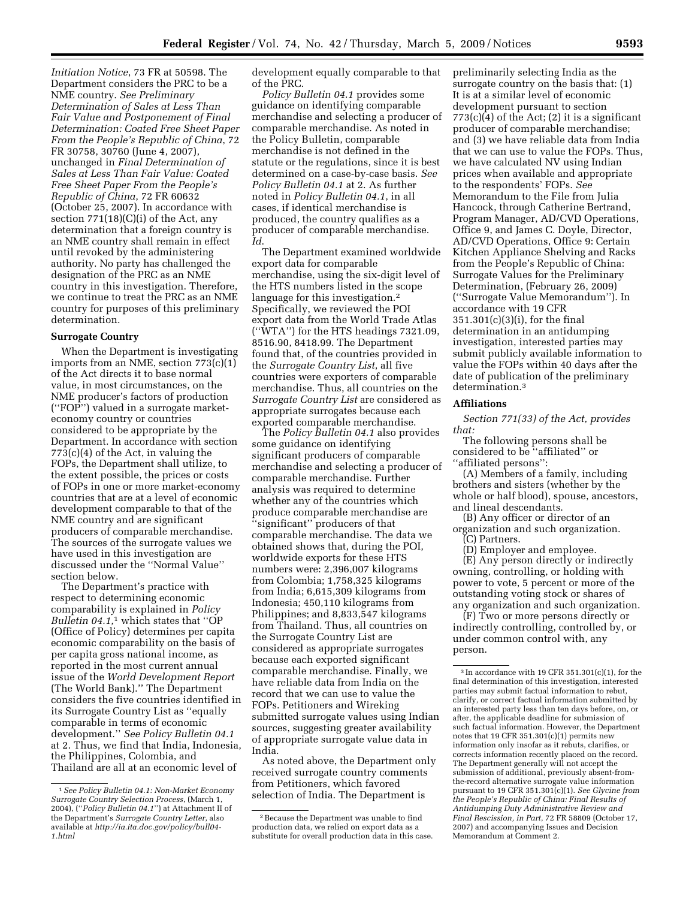*Initiation Notice*, 73 FR at 50598. The Department considers the PRC to be a NME country. *See Preliminary Determination of Sales at Less Than Fair Value and Postponement of Final Determination: Coated Free Sheet Paper From the People's Republic of China*, 72 FR 30758, 30760 (June 4, 2007), unchanged in *Final Determination of Sales at Less Than Fair Value: Coated Free Sheet Paper From the People's Republic of China*, 72 FR 60632 (October 25, 2007). In accordance with section 771(18)(C)(i) of the Act, any determination that a foreign country is an NME country shall remain in effect until revoked by the administering authority. No party has challenged the designation of the PRC as an NME country in this investigation. Therefore, we continue to treat the PRC as an NME country for purposes of this preliminary determination.

## Surrogate Country

When the Department is investigating imports from an NME, section 773(c)(1) of the Act directs it to base normal value, in most circumstances, on the NME producer's factors of production ("FOP") valued in a surrogate market-economy country or countries considered to be appropriate by the Department. In accordance with section 773(c)(4) of the Act, in valuing the FOPs, the Department shall utilize, to the extent possible, the prices or costs of FOPs in one or more market-economy countries that are at a level of economic development comparable to that of the NME country and are significant producers of comparable merchandise. The sources of the surrogate values we have used in this investigation are discussed under the "Normal Value" section below.

The Department's practice with respect to determining economic comparability is explained in *Policy Bulletin 04.1*,[1] which states that "OP (Office of Policy) determines per capita economic comparability on the basis of per capita gross national income, as reported in the most current annual issue of the *World Development Report* (The World Bank)." The Department considers the five countries identified in its Surrogate Country List as "equally comparable in terms of economic development." *See Policy Bulletin 04.1* at 2. Thus, we find that India, Indonesia, the Philippines, Colombia, and Thailand are all at an economic level of development equally comparable to that of the PRC.

*Policy Bulletin 04.1* provides some guidance on identifying comparable merchandise and selecting a producer of comparable merchandise. As noted in the Policy Bulletin, comparable merchandise is not defined in the statute or the regulations, since it is best determined on a case-by-case basis. *See Policy Bulletin 04.1* at 2. As further noted in *Policy Bulletin 04.1*, in all cases, if identical merchandise is produced, the country qualifies as a producer of comparable merchandise. *Id*.

The Department examined worldwide export data for comparable merchandise, using the six-digit level of the HTS numbers listed in the scope language for this investigation.[2] Specifically, we reviewed the POI export data from the World Trade Atlas ("WTA") for the HTS headings 7321.09, 8516.90, 8418.99. The Department found that, of the countries provided in the *Surrogate Country List*, all five countries were exporters of comparable merchandise. Thus, all countries on the *Surrogate Country List* are considered as appropriate surrogates because each exported comparable merchandise.

The *Policy Bulletin 04.1* also provides some guidance on identifying significant producers of comparable merchandise and selecting a producer of comparable merchandise. Further analysis was required to determine whether any of the countries which produce comparable merchandise are "significant" producers of that comparable merchandise. The data we obtained shows that, during the POI, worldwide exports for these HTS numbers were: 2,396,007 kilograms from Colombia; 1,758,325 kilograms from India; 6,615,309 kilograms from Indonesia; 450,110 kilograms from Philippines; and 8,833,547 kilograms from Thailand. Thus, all countries on the Surrogate Country List are considered as appropriate surrogates because each exported significant comparable merchandise. Finally, we have reliable data from India on the record that we can use to value the FOPs. Petitioners and Wireking submitted surrogate values using Indian sources, suggesting greater availability of appropriate surrogate value data in India.

As noted above, the Department only received surrogate country comments from Petitioners, which favored selection of India. The Department is preliminarily selecting India as the surrogate country on the basis that: (1) It is at a similar level of economic development pursuant to section 773(c)(4) of the Act; (2) it is a significant producer of comparable merchandise; and (3) we have reliable data from India that we can use to value the FOPs. Thus, we have calculated NV using Indian prices when available and appropriate to the respondents' FOPs. *See* Memorandum to the File from Julia Hancock, through Catherine Bertrand, Program Manager, AD/CVD Operations, Office 9, and James C. Doyle, Director, AD/CVD Operations, Office 9: Certain Kitchen Appliance Shelving and Racks from the People's Republic of China: Surrogate Values for the Preliminary Determination, (February 26, 2009) ("Surrogate Value Memorandum"). In accordance with 19 CFR 351.301(c)(3)(i), for the final determination in an antidumping investigation, interested parties may submit publicly available information to value the FOPs within 40 days after the date of publication of the preliminary determination.[3]

## Affiliations

*Section 771(33) of the Act, provides that:*

The following persons shall be considered to be "affiliated" or "affiliated persons":

(A) Members of a family, including brothers and sisters (whether by the whole or half blood), spouse, ancestors, and lineal descendants.

(B) Any officer or director of an organization and such organization.

(C) Partners.

(D) Employer and employee.

(E) Any person directly or indirectly owning, controlling, or holding with power to vote, 5 percent or more of the outstanding voting stock or shares of any organization and such organization.

(F) Two or more persons directly or indirectly controlling, controlled by, or under common control with, any person.

---

[1] *See Policy Bulletin 04.1: Non-Market Economy Surrogate Country Selection Process*, (March 1, 2004), ("*Policy Bulletin 04.1*") at Attachment II of the Department's *Surrogate Country Letter*, also available at *http://ia.ita.doc.gov/policy/bull04-1.html*

[2] Because the Department was unable to find production data, we relied on export data as a substitute for overall production data in this case.

[3] In accordance with 19 CFR 351.301(c)(1), for the final determination of this investigation, interested parties may submit factual information to rebut, clarify, or correct factual information submitted by an interested party less than ten days before, on, or after, the applicable deadline for submission of such factual information. However, the Department notes that 19 CFR 351.301(c)(1) permits new information only insofar as it rebuts, clarifies, or corrects information recently placed on the record. The Department generally will not accept the submission of additional, previously absent-from-the-record alternative surrogate value information pursuant to 19 CFR 351.301(c)(1). *See Glycine from the People's Republic of China: Final Results of Antidumping Duty Administrative Review and Final Rescission, in Part*, 72 FR 58809 (October 17, 2007) and accompanying Issues and Decision Memorandum at Comment 2.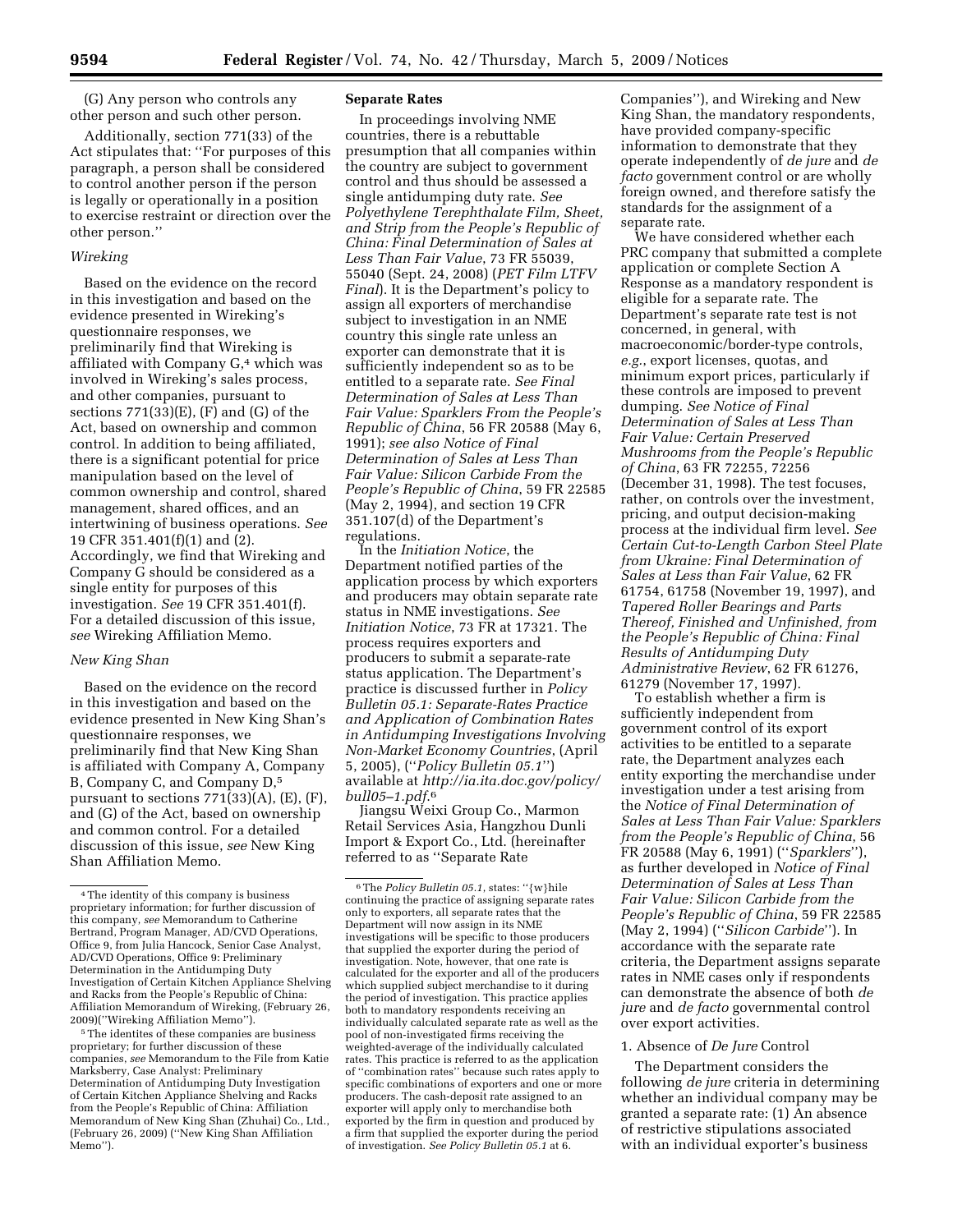(G) Any person who controls any other person and such other person.

Additionally, section 771(33) of the Act stipulates that: ''For purposes of this paragraph, a person shall be considered to control another person if the person is legally or operationally in a position to exercise restraint or direction over the other person.''

*Wireking*

Based on the evidence on the record in this investigation and based on the evidence presented in Wireking's questionnaire responses, we preliminarily find that Wireking is affiliated with Company G,[4] which was involved in Wireking's sales process, and other companies, pursuant to sections 771(33)(E), (F) and (G) of the Act, based on ownership and common control. In addition to being affiliated, there is a significant potential for price manipulation based on the level of common ownership and control, shared management, shared offices, and an intertwining of business operations. *See* 19 CFR 351.401(f)(1) and (2). Accordingly, we find that Wireking and Company G should be considered as a single entity for purposes of this investigation. *See* 19 CFR 351.401(f). For a detailed discussion of this issue, *see* Wireking Affiliation Memo.

*New King Shan*

Based on the evidence on the record in this investigation and based on the evidence presented in New King Shan's questionnaire responses, we preliminarily find that New King Shan is affiliated with Company A, Company B, Company C, and Company D,[5] pursuant to sections 771(33)(A), (E), (F), and (G) of the Act, based on ownership and common control. For a detailed discussion of this issue, *see* New King Shan Affiliation Memo.

**Separate Rates**

In proceedings involving NME countries, there is a rebuttable presumption that all companies within the country are subject to government control and thus should be assessed a single antidumping duty rate. *See Polyethylene Terephthalate Film, Sheet, and Strip from the People's Republic of China: Final Determination of Sales at Less Than Fair Value*, 73 FR 55039, 55040 (Sept. 24, 2008) (*PET Film LTFV Final*). It is the Department's policy to assign all exporters of merchandise subject to investigation in an NME country this single rate unless an exporter can demonstrate that it is sufficiently independent so as to be entitled to a separate rate. *See Final Determination of Sales at Less Than Fair Value: Sparklers From the People's Republic of China*, 56 FR 20588 (May 6, 1991); *see also Notice of Final Determination of Sales at Less Than Fair Value: Silicon Carbide From the People's Republic of China*, 59 FR 22585 (May 2, 1994), and section 19 CFR 351.107(d) of the Department's regulations.

In the *Initiation Notice*, the Department notified parties of the application process by which exporters and producers may obtain separate rate status in NME investigations. *See Initiation Notice*, 73 FR at 17321. The process requires exporters and producers to submit a separate-rate status application. The Department's practice is discussed further in *Policy Bulletin 05.1: Separate-Rates Practice and Application of Combination Rates in Antidumping Investigations Involving Non-Market Economy Countries*, (April 5, 2005), (''*Policy Bulletin 05.1*'') available at *http://ia.ita.doc.gov/policy/bull05–1.pdf*.[6]

Jiangsu Weixi Group Co., Marmon Retail Services Asia, Hangzhou Dunli Import & Export Co., Ltd. (hereinafter referred to as ''Separate Rate Companies''), and Wireking and New King Shan, the mandatory respondents, have provided company-specific information to demonstrate that they operate independently of *de jure* and *de facto* government control or are wholly foreign owned, and therefore satisfy the standards for the assignment of a separate rate.

We have considered whether each PRC company that submitted a complete application or complete Section A Response as a mandatory respondent is eligible for a separate rate. The Department's separate rate test is not concerned, in general, with macroeconomic/border-type controls, *e.g.*, export licenses, quotas, and minimum export prices, particularly if these controls are imposed to prevent dumping. *See Notice of Final Determination of Sales at Less Than Fair Value: Certain Preserved Mushrooms from the People's Republic of China*, 63 FR 72255, 72256 (December 31, 1998). The test focuses, rather, on controls over the investment, pricing, and output decision-making process at the individual firm level. *See Certain Cut-to-Length Carbon Steel Plate from Ukraine: Final Determination of Sales at Less than Fair Value*, 62 FR 61754, 61758 (November 19, 1997), and *Tapered Roller Bearings and Parts Thereof, Finished and Unfinished, from the People's Republic of China: Final Results of Antidumping Duty Administrative Review*, 62 FR 61276, 61279 (November 17, 1997).

To establish whether a firm is sufficiently independent from government control of its export activities to be entitled to a separate rate, the Department analyzes each entity exporting the merchandise under investigation under a test arising from the *Notice of Final Determination of Sales at Less Than Fair Value: Sparklers from the People's Republic of China*, 56 FR 20588 (May 6, 1991) (''*Sparklers*''), as further developed in *Notice of Final Determination of Sales at Less Than Fair Value: Silicon Carbide From the People's Republic of China*, 59 FR 22585 (May 2, 1994) (''*Silicon Carbide*''). In accordance with the separate rate criteria, the Department assigns separate rates in NME cases only if respondents can demonstrate the absence of both *de jure* and *de facto* governmental control over export activities.

1. Absence of *De Jure* Control

The Department considers the following *de jure* criteria in determining whether an individual company may be granted a separate rate: (1) An absence of restrictive stipulations associated with an individual exporter's business

---

[4] The identity of this company is business proprietary information; for further discussion of this company, *see* Memorandum to Catherine Bertrand, Program Manager, AD/CVD Operations, Office 9, from Julia Hancock, Senior Case Analyst, AD/CVD Operations, Office 9: Preliminary Determination in the Antidumping Duty Investigation of Certain Kitchen Appliance Shelving and Racks from the People's Republic of China: Affiliation Memorandum of Wireking, (February 26, 2009)(''Wireking Affiliation Memo'').

[5] The identites of these companies are business proprietary; for further discussion of these companies, *see* Memorandum to the File from Katie Marksberry, Case Analyst: Preliminary Determination of Antidumping Duty Investigation of Certain Kitchen Appliance Shelving and Racks from the People's Republic of China: Affiliation Memorandum of New King Shan (Zhuhai) Co., Ltd., (February 26, 2009) (''New King Shan Affiliation Memo'').

[6] The *Policy Bulletin 05.1*, states: ''{w}hile continuing the practice of assigning separate rates only to exporters, all separate rates that the Department will now assign in its NME investigations will be specific to those producers that supplied the exporter during the period of investigation. Note, however, that one rate is calculated for the exporter and all of the producers which supplied subject merchandise to it during the period of investigation. This practice applies both to mandatory respondents receiving an individually calculated separate rate as well as the pool of non-investigated firms receiving the weighted-average of the individually calculated rates. This practice is referred to as the application of ''combination rates'' because such rates apply to specific combinations of exporters and one or more producers. The cash-deposit rate assigned to an exporter will apply only to merchandise both exported by the firm in question and produced by a firm that supplied the exporter during the period of investigation. *See Policy Bulletin 05.1* at 6.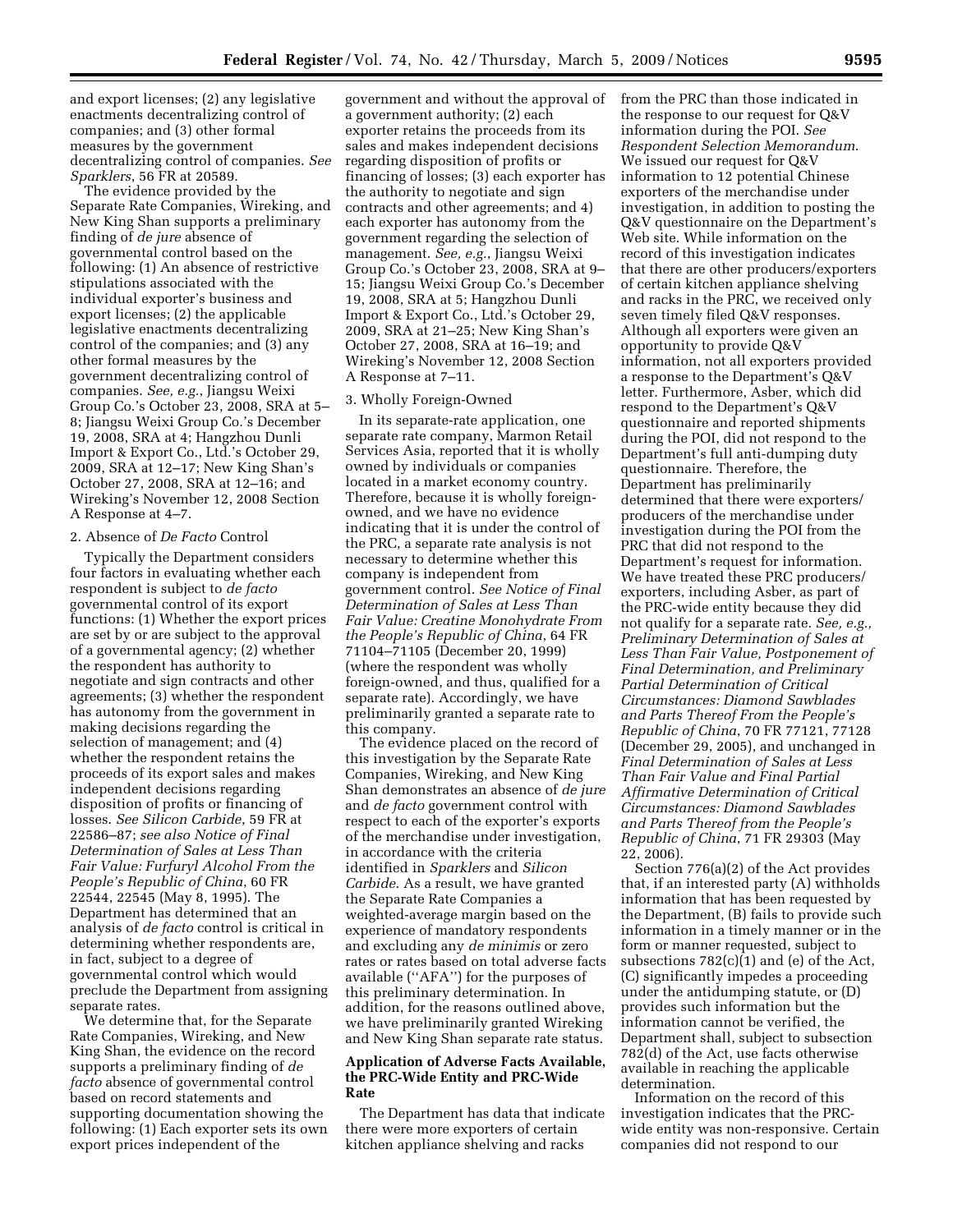and export licenses; (2) any legislative enactments decentralizing control of companies; and (3) other formal measures by the government decentralizing control of companies. *See Sparklers*, 56 FR at 20589.

The evidence provided by the Separate Rate Companies, Wireking, and New King Shan supports a preliminary finding of *de jure* absence of governmental control based on the following: (1) An absence of restrictive stipulations associated with the individual exporter's business and export licenses; (2) the applicable legislative enactments decentralizing control of the companies; and (3) any other formal measures by the government decentralizing control of companies. *See, e.g.*, Jiangsu Weixi Group Co.'s October 23, 2008, SRA at 5–8; Jiangsu Weixi Group Co.'s December 19, 2008, SRA at 4; Hangzhou Dunli Import & Export Co., Ltd.'s October 29, 2009, SRA at 12–17; New King Shan's October 27, 2008, SRA at 12–16; and Wireking's November 12, 2008 Section A Response at 4–7.

2. Absence of *De Facto* Control

Typically the Department considers four factors in evaluating whether each respondent is subject to *de facto* governmental control of its export functions: (1) Whether the export prices are set by or are subject to the approval of a governmental agency; (2) whether the respondent has authority to negotiate and sign contracts and other agreements; (3) whether the respondent has autonomy from the government in making decisions regarding the selection of management; and (4) whether the respondent retains the proceeds of its export sales and makes independent decisions regarding disposition of profits or financing of losses. *See Silicon Carbide*, 59 FR at 22586–87; *see also Notice of Final Determination of Sales at Less Than Fair Value: Furfuryl Alcohol From the People's Republic of China*, 60 FR 22544, 22545 (May 8, 1995). The Department has determined that an analysis of *de facto* control is critical in determining whether respondents are, in fact, subject to a degree of governmental control which would preclude the Department from assigning separate rates.

We determine that, for the Separate Rate Companies, Wireking, and New King Shan, the evidence on the record supports a preliminary finding of *de facto* absence of governmental control based on record statements and supporting documentation showing the following: (1) Each exporter sets its own export prices independent of the government and without the approval of a government authority; (2) each exporter retains the proceeds from its sales and makes independent decisions regarding disposition of profits or financing of losses; (3) each exporter has the authority to negotiate and sign contracts and other agreements; and 4) each exporter has autonomy from the government regarding the selection of management. *See, e.g.*, Jiangsu Weixi Group Co.'s October 23, 2008, SRA at 9–15; Jiangsu Weixi Group Co.'s December 19, 2008, SRA at 5; Hangzhou Dunli Import & Export Co., Ltd.'s October 29, 2009, SRA at 21–25; New King Shan's October 27, 2008, SRA at 16–19; and Wireking's November 12, 2008 Section A Response at 7–11.

3. Wholly Foreign-Owned

In its separate-rate application, one separate rate company, Marmon Retail Services Asia, reported that it is wholly owned by individuals or companies located in a market economy country. Therefore, because it is wholly foreign-owned, and we have no evidence indicating that it is under the control of the PRC, a separate rate analysis is not necessary to determine whether this company is independent from government control. *See Notice of Final Determination of Sales at Less Than Fair Value: Creatine Monohydrate From the People's Republic of China*, 64 FR 71104–71105 (December 20, 1999) (where the respondent was wholly foreign-owned, and thus, qualified for a separate rate). Accordingly, we have preliminarily granted a separate rate to this company.

The evidence placed on the record of this investigation by the Separate Rate Companies, Wireking, and New King Shan demonstrates an absence of *de jure* and *de facto* government control with respect to each of the exporter's exports of the merchandise under investigation, in accordance with the criteria identified in *Sparklers* and *Silicon Carbide*. As a result, we have granted the Separate Rate Companies a weighted-average margin based on the experience of mandatory respondents and excluding any *de minimis* or zero rates or rates based on total adverse facts available (''AFA'') for the purposes of this preliminary determination. In addition, for the reasons outlined above, we have preliminarily granted Wireking and New King Shan separate rate status.

## Application of Adverse Facts Available, the PRC-Wide Entity and PRC-Wide Rate

The Department has data that indicate there were more exporters of certain kitchen appliance shelving and racks from the PRC than those indicated in the response to our request for Q&V information during the POI. *See Respondent Selection Memorandum*. We issued our request for Q&V information to 12 potential Chinese exporters of the merchandise under investigation, in addition to posting the Q&V questionnaire on the Department's Web site. While information on the record of this investigation indicates that there are other producers/exporters of certain kitchen appliance shelving and racks in the PRC, we received only seven timely filed Q&V responses. Although all exporters were given an opportunity to provide Q&V information, not all exporters provided a response to the Department's Q&V letter. Furthermore, Asber, which did respond to the Department's Q&V questionnaire and reported shipments during the POI, did not respond to the Department's full anti-dumping duty questionnaire. Therefore, the Department has preliminarily determined that there were exporters/producers of the merchandise under investigation during the POI from the PRC that did not respond to the Department's request for information. We have treated these PRC producers/exporters, including Asber, as part of the PRC-wide entity because they did not qualify for a separate rate. *See, e.g., Preliminary Determination of Sales at Less Than Fair Value, Postponement of Final Determination, and Preliminary Partial Determination of Critical Circumstances: Diamond Sawblades and Parts Thereof From the People's Republic of China*, 70 FR 77121, 77128 (December 29, 2005), and unchanged in *Final Determination of Sales at Less Than Fair Value and Final Partial Affirmative Determination of Critical Circumstances: Diamond Sawblades and Parts Thereof from the People's Republic of China*, 71 FR 29303 (May 22, 2006).

Section 776(a)(2) of the Act provides that, if an interested party (A) withholds information that has been requested by the Department, (B) fails to provide such information in a timely manner or in the form or manner requested, subject to subsections 782(c)(1) and (e) of the Act, (C) significantly impedes a proceeding under the antidumping statute, or (D) provides such information but the information cannot be verified, the Department shall, subject to subsection 782(d) of the Act, use facts otherwise available in reaching the applicable determination.

Information on the record of this investigation indicates that the PRC-wide entity was non-responsive. Certain companies did not respond to our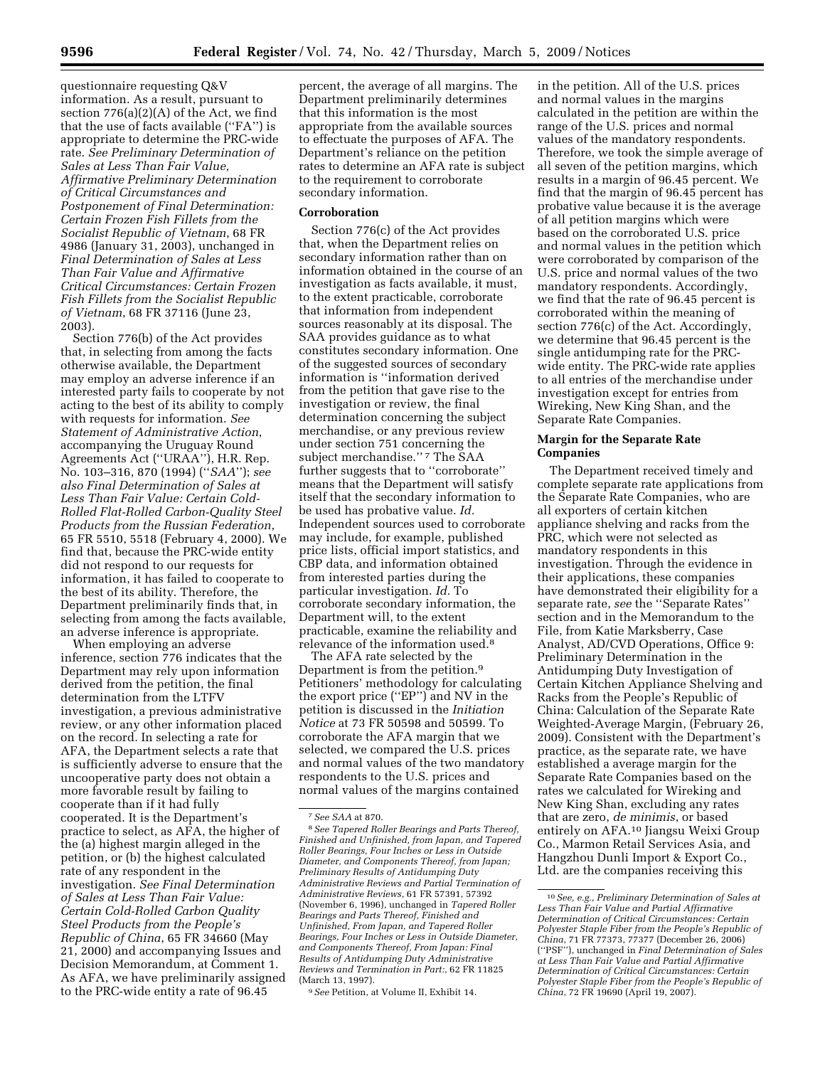questionnaire requesting Q&V information. As a result, pursuant to section 776(a)(2)(A) of the Act, we find that the use of facts available (''FA'') is appropriate to determine the PRC-wide rate. *See Preliminary Determination of Sales at Less Than Fair Value, Affirmative Preliminary Determination of Critical Circumstances and Postponement of Final Determination: Certain Frozen Fish Fillets from the Socialist Republic of Vietnam*, 68 FR 4986 (January 31, 2003), unchanged in *Final Determination of Sales at Less Than Fair Value and Affirmative Critical Circumstances: Certain Frozen Fish Fillets from the Socialist Republic of Vietnam*, 68 FR 37116 (June 23, 2003).

Section 776(b) of the Act provides that, in selecting from among the facts otherwise available, the Department may employ an adverse inference if an interested party fails to cooperate by not acting to the best of its ability to comply with requests for information. *See Statement of Administrative Action*, accompanying the Uruguay Round Agreements Act (''URAA''), H.R. Rep. No. 103–316, 870 (1994) (''*SAA*''); *see also Final Determination of Sales at Less Than Fair Value: Certain Cold-Rolled Flat-Rolled Carbon-Quality Steel Products from the Russian Federation*, 65 FR 5510, 5518 (February 4, 2000). We find that, because the PRC-wide entity did not respond to our requests for information, it has failed to cooperate to the best of its ability. Therefore, the Department preliminarily finds that, in selecting from among the facts available, an adverse inference is appropriate.

When employing an adverse inference, section 776 indicates that the Department may rely upon information derived from the petition, the final determination from the LTFV investigation, a previous administrative review, or any other information placed on the record. In selecting a rate for AFA, the Department selects a rate that is sufficiently adverse to ensure that the uncooperative party does not obtain a more favorable result by failing to cooperate than if it had fully cooperated. It is the Department's practice to select, as AFA, the higher of the (a) highest margin alleged in the petition, or (b) the highest calculated rate of any respondent in the investigation. *See Final Determination of Sales at Less Than Fair Value: Certain Cold-Rolled Carbon Quality Steel Products from the People's Republic of China*, 65 FR 34660 (May 21, 2000) and accompanying Issues and Decision Memorandum, at Comment 1. As AFA, we have preliminarily assigned to the PRC-wide entity a rate of 96.45 percent, the average of all margins. The Department preliminarily determines that this information is the most appropriate from the available sources to effectuate the purposes of AFA. The Department's reliance on the petition rates to determine an AFA rate is subject to the requirement to corroborate secondary information.

**Corroboration**

Section 776(c) of the Act provides that, when the Department relies on secondary information rather than on information obtained in the course of an investigation as facts available, it must, to the extent practicable, corroborate that information from independent sources reasonably at its disposal. The SAA provides guidance as to what constitutes secondary information. One of the suggested sources of secondary information is ''information derived from the petition that gave rise to the investigation or review, the final determination concerning the subject merchandise, or any previous review under section 751 concerning the subject merchandise.'' [7] The SAA further suggests that to ''corroborate'' means that the Department will satisfy itself that the secondary information to be used has probative value. *Id.* Independent sources used to corroborate may include, for example, published price lists, official import statistics, and CBP data, and information obtained from interested parties during the particular investigation. *Id.* To corroborate secondary information, the Department will, to the extent practicable, examine the reliability and relevance of the information used.[8]

The AFA rate selected by the Department is from the petition.[9] Petitioners' methodology for calculating the export price (''EP'') and NV in the petition is discussed in the *Initiation Notice* at 73 FR 50598 and 50599. To corroborate the AFA margin that we selected, we compared the U.S. prices and normal values of the two mandatory respondents to the U.S. prices and normal values of the margins contained in the petition. All of the U.S. prices and normal values in the margins calculated in the petition are within the range of the U.S. prices and normal values of the mandatory respondents. Therefore, we took the simple average of all seven of the petition margins, which results in a margin of 96.45 percent. We find that the margin of 96.45 percent has probative value because it is the average of all petition margins which were based on the corroborated U.S. price and normal values in the petition which were corroborated by comparison of the U.S. price and normal values of the two mandatory respondents. Accordingly, we find that the rate of 96.45 percent is corroborated within the meaning of section 776(c) of the Act. Accordingly, we determine that 96.45 percent is the single antidumping rate for the PRC-wide entity. The PRC-wide rate applies to all entries of the merchandise under investigation except for entries from Wireking, New King Shan, and the Separate Rate Companies.

**Margin for the Separate Rate Companies**

The Department received timely and complete separate rate applications from the Separate Rate Companies, who are all exporters of certain kitchen appliance shelving and racks from the PRC, which were not selected as mandatory respondents in this investigation. Through the evidence in their applications, these companies have demonstrated their eligibility for a separate rate, *see* the ''Separate Rates'' section and in the Memorandum to the File, from Katie Marksberry, Case Analyst, AD/CVD Operations, Office 9: Preliminary Determination in the Antidumping Duty Investigation of Certain Kitchen Appliance Shelving and Racks from the People's Republic of China: Calculation of the Separate Rate Weighted-Average Margin, (February 26, 2009). Consistent with the Department's practice, as the separate rate, we have established a average margin for the Separate Rate Companies based on the rates we calculated for Wireking and New King Shan, excluding any rates that are zero, *de minimis*, or based entirely on AFA.[10] Jiangsu Weixi Group Co., Marmon Retail Services Asia, and Hangzhou Dunli Import & Export Co., Ltd. are the companies receiving this

---

[7] *See SAA* at 870.

[8] *See Tapered Roller Bearings and Parts Thereof, Finished and Unfinished, from Japan, and Tapered Roller Bearings, Four Inches or Less in Outside Diameter, and Components Thereof, from Japan; Preliminary Results of Antidumping Duty Administrative Reviews and Partial Termination of Administrative Reviews*, 61 FR 57391, 57392 (November 6, 1996), unchanged in *Tapered Roller Bearings and Parts Thereof, Finished and Unfinished, From Japan, and Tapered Roller Bearings, Four Inches or Less in Outside Diameter, and Components Thereof, From Japan: Final Results of Antidumping Duty Administrative Reviews and Termination in Part:*, 62 FR 11825 (March 13, 1997).

[9] *See* Petition, at Volume II, Exhibit 14.

[10] *See, e.g., Preliminary Determination of Sales at Less Than Fair Value and Partial Affirmative Determination of Critical Circumstances: Certain Polyester Staple Fiber from the People's Republic of China*, 71 FR 77373, 77377 (December 26, 2006) (''PSF''), unchanged in *Final Determination of Sales at Less Than Fair Value and Partial Affirmative Determination of Critical Circumstances: Certain Polyester Staple Fiber from the People's Republic of China*, 72 FR 19690 (April 19, 2007).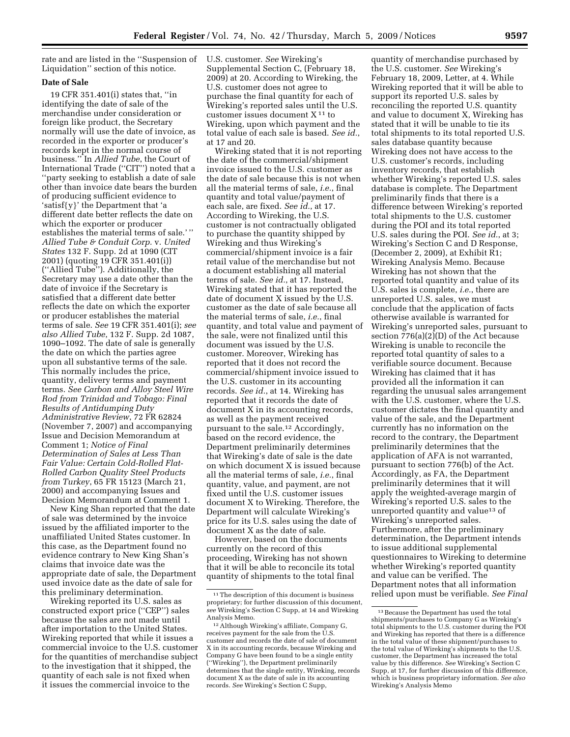rate and are listed in the ''Suspension of Liquidation'' section of this notice.

**Date of Sale**

19 CFR 351.401(i) states that, ''in identifying the date of sale of the merchandise under consideration or foreign like product, the Secretary normally will use the date of invoice, as recorded in the exporter or producer's records kept in the normal course of business.'' In *Allied Tube*, the Court of International Trade (''CIT'') noted that a ''party seeking to establish a date of sale other than invoice date bears the burden of producing sufficient evidence to 'satisf{y}' the Department that 'a different date better reflects the date on which the exporter or producer establishes the material terms of sale.' '' *Allied Tube & Conduit Corp.* v. *United States* 132 F. Supp. 2d at 1090 (CIT 2001) (quoting 19 CFR 351.401(i)) (''Allied Tube''). Additionally, the Secretary may use a date other than the date of invoice if the Secretary is satisfied that a different date better reflects the date on which the exporter or producer establishes the material terms of sale. *See* 19 CFR 351.401(i); *see also Allied Tube*, 132 F. Supp. 2d 1087, 1090–1092. The date of sale is generally the date on which the parties agree upon all substantive terms of the sale. This normally includes the price, quantity, delivery terms and payment terms. *See Carbon and Alloy Steel Wire Rod from Trinidad and Tobago: Final Results of Antidumping Duty Administrative Review*, 72 FR 62824 (November 7, 2007) and accompanying Issue and Decision Memorandum at Comment 1; *Notice of Final Determination of Sales at Less Than Fair Value: Certain Cold-Rolled Flat-Rolled Carbon Quality Steel Products from Turkey*, 65 FR 15123 (March 21, 2000) and accompanying Issues and Decision Memorandum at Comment 1.

New King Shan reported that the date of sale was determined by the invoice issued by the affiliated importer to the unaffiliated United States customer. In this case, as the Department found no evidence contrary to New King Shan's claims that invoice date was the appropriate date of sale, the Department used invoice date as the date of sale for this preliminary determination.

Wireking reported its U.S. sales as constructed export price (''CEP'') sales because the sales are not made until after importation to the United States. Wireking reported that while it issues a commercial invoice to the U.S. customer for the quantities of merchandise subject to the investigation that it shipped, the quantity of each sale is not fixed when it issues the commercial invoice to the U.S. customer. *See* Wireking's Supplemental Section C, (February 18, 2009) at 20. According to Wireking, the U.S. customer does not agree to purchase the final quantity for each of Wireking's reported sales until the U.S. customer issues document X[11] to Wireking, upon which payment and the total value of each sale is based. *See id.*, at 17 and 20.

Wireking stated that it is not reporting the date of the commercial/shipment invoice issued to the U.S. customer as the date of sale because this is not when all the material terms of sale, *i.e.*, final quantity and total value/payment of each sale, are fixed. *See id.*, at 17. According to Wireking, the U.S. customer is not contractually obligated to purchase the quantity shipped by Wireking and thus Wireking's commercial/shipment invoice is a fair retail value of the merchandise but not a document establishing all material terms of sale. *See id.*, at 17. Instead, Wireking stated that it has reported the date of document X issued by the U.S. customer as the date of sale because all the material terms of sale, *i.e.*, final quantity, and total value and payment of the sale, were not finalized until this document was issued by the U.S. customer. Moreover, Wireking has reported that it does not record the commercial/shipment invoice issued to the U.S. customer in its accounting records. *See id.*, at 14. Wireking has reported that it records the date of document X in its accounting records, as well as the payment received pursuant to the sale.[12] Accordingly, based on the record evidence, the Department preliminarily determines that Wireking's date of sale is the date on which document X is issued because all the material terms of sale, *i.e.*, final quantity, value, and payment, are not fixed until the U.S. customer issues document X to Wireking. Therefore, the Department will calculate Wireking's price for its U.S. sales using the date of document X as the date of sale.

However, based on the documents currently on the record of this proceeding, Wireking has not shown that it will be able to reconcile its total quantity of shipments to the total final quantity of merchandise purchased by the U.S. customer. *See* Wireking's February 18, 2009, Letter, at 4. While Wireking reported that it will be able to support its reported U.S. sales by reconciling the reported U.S. quantity and value to document X, Wireking has stated that it will be unable to tie its total shipments to its total reported U.S. sales database quantity because Wireking does not have access to the U.S. customer's records, including inventory records, that establish whether Wireking's reported U.S. sales database is complete. The Department preliminarily finds that there is a difference between Wireking's reported total shipments to the U.S. customer during the POI and its total reported U.S. sales during the POI. *See id.*, at 3; Wireking's Section C and D Response, (December 2, 2009), at Exhibit R1; Wireking Analysis Memo. Because Wireking has not shown that the reported total quantity and value of its U.S. sales is complete, *i.e.*, there are unreported U.S. sales, we must conclude that the application of facts otherwise available is warranted for Wireking's unreported sales, pursuant to section 776(a)(2)(D) of the Act because Wireking is unable to reconcile the reported total quantity of sales to a verifiable source document. Because Wireking has claimed that it has provided all the information it can regarding the unusual sales arrangement with the U.S. customer, where the U.S. customer dictates the final quantity and value of the sale, and the Department currently has no information on the record to the contrary, the Department preliminarily determines that the application of AFA is not warranted, pursuant to section 776(b) of the Act. Accordingly, as FA, the Department preliminarily determines that it will apply the weighted-average margin of Wireking's reported U.S. sales to the unreported quantity and value[13] of Wireking's unreported sales. Furthermore, after the preliminary determination, the Department intends to issue additional supplemental questionnaires to Wireking to determine whether Wireking's reported quantity and value can be verified. The Department notes that all information relied upon must be verifiable. *See Final*

---

[11] The description of this document is business proprietary; for further discussion of this document, *see* Wireking's Section C Supp, at 14 and Wireking Analysis Memo.

[12] Although Wireking's affiliate, Company G, receives payment for the sale from the U.S. customer and records the date of sale of document X in its accounting records, because Wireking and Company G have been found to be a single entity (''Wireking''), the Department preliminarily determines that the single entity, Wireking, records document X as the date of sale in its accounting records. *See* Wireking's Section C Supp,

[13] Because the Department has used the total shipments/purchases to Company G as Wireking's total shipments to the U.S. customer during the POI and Wireking has reported that there is a difference in the total value of these shipment/purchases to the total value of Wireking's shipments to the U.S. customer, the Department has increased the total value by this difference. *See* Wireking's Section C Supp, at 17, for further discussion of this difference, which is business proprietary information. *See also* Wireking's Analysis Memo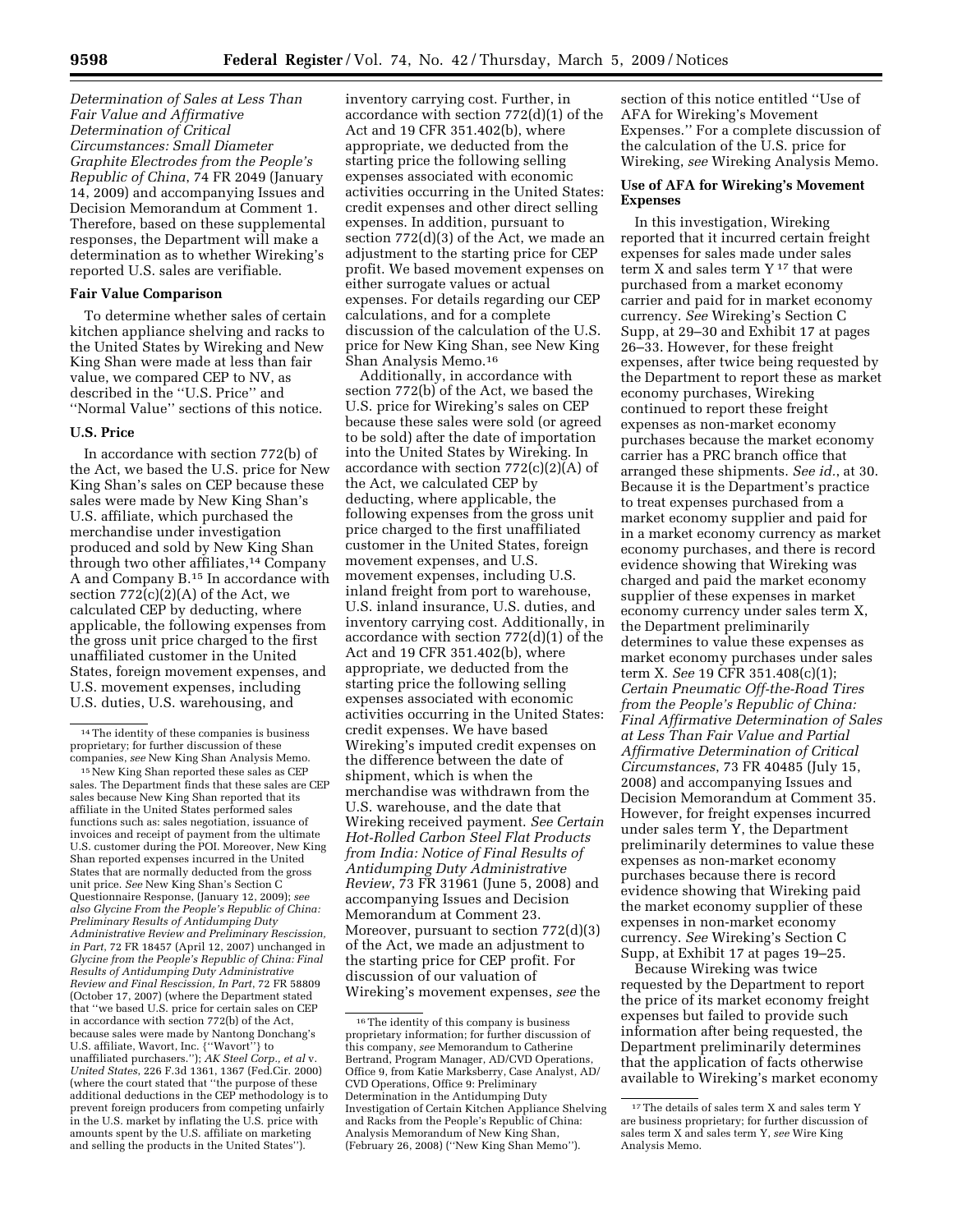*Determination of Sales at Less Than Fair Value and Affirmative Determination of Critical Circumstances: Small Diameter Graphite Electrodes from the People's Republic of China*, 74 FR 2049 (January 14, 2009) and accompanying Issues and Decision Memorandum at Comment 1. Therefore, based on these supplemental responses, the Department will make a determination as to whether Wireking's reported U.S. sales are verifiable.

### Fair Value Comparison

To determine whether sales of certain kitchen appliance shelving and racks to the United States by Wireking and New King Shan were made at less than fair value, we compared CEP to NV, as described in the ''U.S. Price'' and ''Normal Value'' sections of this notice.

### U.S. Price

In accordance with section 772(b) of the Act, we based the U.S. price for New King Shan's sales on CEP because these sales were made by New King Shan's U.S. affiliate, which purchased the merchandise under investigation produced and sold by New King Shan through two other affiliates,[14] Company A and Company B.[15] In accordance with section 772(c)(2)(A) of the Act, we calculated CEP by deducting, where applicable, the following expenses from the gross unit price charged to the first unaffiliated customer in the United States, foreign movement expenses, and U.S. movement expenses, including U.S. duties, U.S. warehousing, and inventory carrying cost. Further, in accordance with section 772(d)(1) of the Act and 19 CFR 351.402(b), where appropriate, we deducted from the starting price the following selling expenses associated with economic activities occurring in the United States: credit expenses and other direct selling expenses. In addition, pursuant to section 772(d)(3) of the Act, we made an adjustment to the starting price for CEP profit. We based movement expenses on either surrogate values or actual expenses. For details regarding our CEP calculations, and for a complete discussion of the calculation of the U.S. price for New King Shan, see New King Shan Analysis Memo.[16]

Additionally, in accordance with section 772(b) of the Act, we based the U.S. price for Wireking's sales on CEP because these sales were sold (or agreed to be sold) after the date of importation into the United States by Wireking. In accordance with section 772(c)(2)(A) of the Act, we calculated CEP by deducting, where applicable, the following expenses from the gross unit price charged to the first unaffiliated customer in the United States, foreign movement expenses, and U.S. movement expenses, including U.S. inland freight from port to warehouse, U.S. inland insurance, U.S. duties, and inventory carrying cost. Additionally, in accordance with section 772(d)(1) of the Act and 19 CFR 351.402(b), where appropriate, we deducted from the starting price the following selling expenses associated with economic activities occurring in the United States: credit expenses. We have based Wireking's imputed credit expenses on the difference between the date of shipment, which is when the merchandise was withdrawn from the U.S. warehouse, and the date that Wireking received payment. *See Certain Hot-Rolled Carbon Steel Flat Products from India: Notice of Final Results of Antidumping Duty Administrative Review*, 73 FR 31961 (June 5, 2008) and accompanying Issues and Decision Memorandum at Comment 23. Moreover, pursuant to section 772(d)(3) of the Act, we made an adjustment to the starting price for CEP profit. For discussion of our valuation of Wireking's movement expenses, *see* the section of this notice entitled ''Use of AFA for Wireking's Movement Expenses.'' For a complete discussion of the calculation of the U.S. price for Wireking, *see* Wireking Analysis Memo.

### Use of AFA for Wireking's Movement Expenses

In this investigation, Wireking reported that it incurred certain freight expenses for sales made under sales term X and sales term Y[17] that were purchased from a market economy carrier and paid for in market economy currency. *See* Wireking's Section C Supp, at 29–30 and Exhibit 17 at pages 26–33. However, for these freight expenses, after twice being requested by the Department to report these as market economy purchases, Wireking continued to report these freight expenses as non-market economy purchases because the market economy carrier has a PRC branch office that arranged these shipments. *See id.*, at 30. Because it is the Department's practice to treat expenses purchased from a market economy supplier and paid for in a market economy currency as market economy purchases, and there is record evidence showing that Wireking was charged and paid the market economy supplier of these expenses in market economy currency under sales term X, the Department preliminarily determines to value these expenses as market economy purchases under sales term X. *See* 19 CFR 351.408(c)(1); *Certain Pneumatic Off-the-Road Tires from the People's Republic of China: Final Affirmative Determination of Sales at Less Than Fair Value and Partial Affirmative Determination of Critical Circumstances*, 73 FR 40485 (July 15, 2008) and accompanying Issues and Decision Memorandum at Comment 35. However, for freight expenses incurred under sales term Y, the Department preliminarily determines to value these expenses as non-market economy purchases because there is record evidence showing that Wireking paid the market economy supplier of these expenses in non-market economy currency. *See* Wireking's Section C Supp, at Exhibit 17 at pages 19–25.

Because Wireking was twice requested by the Department to report the price of its market economy freight expenses but failed to provide such information after being requested, the Department preliminarily determines that the application of facts otherwise available to Wireking's market economy

---

[14] The identity of these companies is business proprietary; for further discussion of these companies, *see* New King Shan Analysis Memo.

[15] New King Shan reported these sales as CEP sales. The Department finds that these sales are CEP sales because New King Shan reported that its affiliate in the United States performed sales functions such as: sales negotiation, issuance of invoices and receipt of payment from the ultimate U.S. customer during the POI. Moreover, New King Shan reported expenses incurred in the United States that are normally deducted from the gross unit price. *See* New King Shan's Section C Questionnaire Response, (January 12, 2009); *see also Glycine From the People's Republic of China: Preliminary Results of Antidumping Duty Administrative Review and Preliminary Rescission, in Part*, 72 FR 18457 (April 12, 2007) unchanged in *Glycine from the People's Republic of China: Final Results of Antidumping Duty Administrative Review and Final Rescission, In Part*, 72 FR 58809 (October 17, 2007) (where the Department stated that ''we based U.S. price for certain sales on CEP in accordance with section 772(b) of the Act, because sales were made by Nantong Donchang's U.S. affiliate, Wavort, Inc. {''Wavort''} to unaffiliated purchasers.''); *AK Steel Corp., et al* v. *United States*, 226 F.3d 1361, 1367 (Fed.Cir. 2000) (where the court stated that ''the purpose of these additional deductions in the CEP methodology is to prevent foreign producers from competing unfairly in the U.S. market by inflating the U.S. price with amounts spent by the U.S. affiliate on marketing and selling the products in the United States'').

[16] The identity of this company is business proprietary information; for further discussion of this company, *see* Memorandum to Catherine Bertrand, Program Manager, AD/CVD Operations, Office 9, from Katie Marksberry, Case Analyst, AD/CVD Operations, Office 9: Preliminary Determination in the Antidumping Duty Investigation of Certain Kitchen Appliance Shelving and Racks from the People's Republic of China: Analysis Memorandum of New King Shan, (February 26, 2008) (''New King Shan Memo'').

[17] The details of sales term X and sales term Y are business proprietary; for further discussion of sales term X and sales term Y, *see* Wire King Analysis Memo.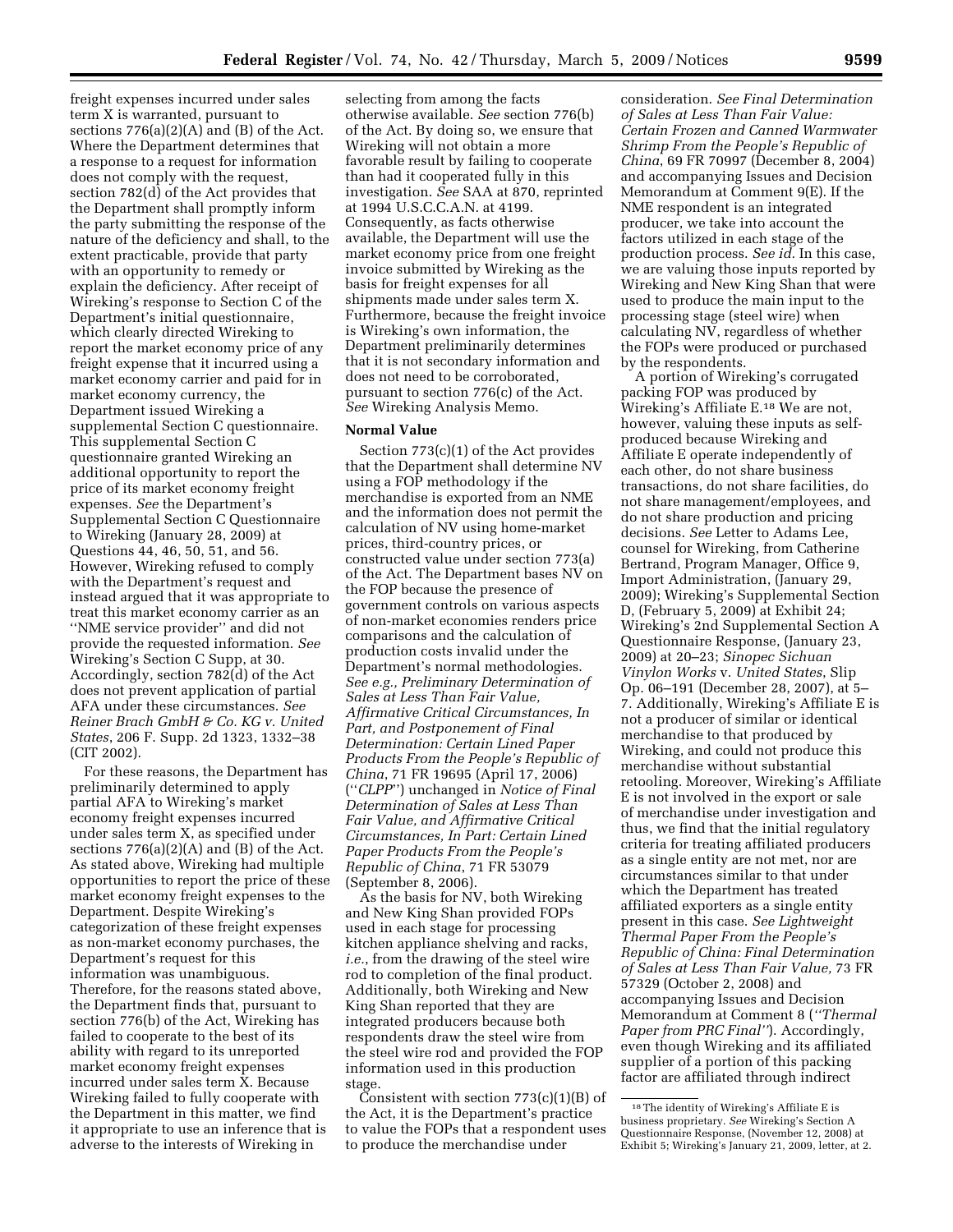freight expenses incurred under sales term X is warranted, pursuant to sections 776(a)(2)(A) and (B) of the Act. Where the Department determines that a response to a request for information does not comply with the request, section 782(d) of the Act provides that the Department shall promptly inform the party submitting the response of the nature of the deficiency and shall, to the extent practicable, provide that party with an opportunity to remedy or explain the deficiency. After receipt of Wireking's response to Section C of the Department's initial questionnaire, which clearly directed Wireking to report the market economy price of any freight expense that it incurred using a market economy carrier and paid for in market economy currency, the Department issued Wireking a supplemental Section C questionnaire. This supplemental Section C questionnaire granted Wireking an additional opportunity to report the price of its market economy freight expenses. *See* the Department's Supplemental Section C Questionnaire to Wireking (January 28, 2009) at Questions 44, 46, 50, 51, and 56. However, Wireking refused to comply with the Department's request and instead argued that it was appropriate to treat this market economy carrier as an ''NME service provider'' and did not provide the requested information. *See* Wireking's Section C Supp, at 30. Accordingly, section 782(d) of the Act does not prevent application of partial AFA under these circumstances. *See Reiner Brach GmbH & Co. KG v. United States*, 206 F. Supp. 2d 1323, 1332–38 (CIT 2002).

For these reasons, the Department has preliminarily determined to apply partial AFA to Wireking's market economy freight expenses incurred under sales term X, as specified under sections 776(a)(2)(A) and (B) of the Act. As stated above, Wireking had multiple opportunities to report the price of these market economy freight expenses to the Department. Despite Wireking's categorization of these freight expenses as non-market economy purchases, the Department's request for this information was unambiguous. Therefore, for the reasons stated above, the Department finds that, pursuant to section 776(b) of the Act, Wireking has failed to cooperate to the best of its ability with regard to its unreported market economy freight expenses incurred under sales term X. Because Wireking failed to fully cooperate with the Department in this matter, we find it appropriate to use an inference that is adverse to the interests of Wireking in selecting from among the facts otherwise available. *See* section 776(b) of the Act. By doing so, we ensure that Wireking will not obtain a more favorable result by failing to cooperate than had it cooperated fully in this investigation. *See* SAA at 870, reprinted at 1994 U.S.C.C.A.N. at 4199. Consequently, as facts otherwise available, the Department will use the market economy price from one freight invoice submitted by Wireking as the basis for freight expenses for all shipments made under sales term X. Furthermore, because the freight invoice is Wireking's own information, the Department preliminarily determines that it is not secondary information and does not need to be corroborated, pursuant to section 776(c) of the Act. *See* Wireking Analysis Memo.

## Normal Value

Section 773(c)(1) of the Act provides that the Department shall determine NV using a FOP methodology if the merchandise is exported from an NME and the information does not permit the calculation of NV using home-market prices, third-country prices, or constructed value under section 773(a) of the Act. The Department bases NV on the FOP because the presence of government controls on various aspects of non-market economies renders price comparisons and the calculation of production costs invalid under the Department's normal methodologies. *See e.g., Preliminary Determination of Sales at Less Than Fair Value, Affirmative Critical Circumstances, In Part, and Postponement of Final Determination: Certain Lined Paper Products From the People's Republic of China*, 71 FR 19695 (April 17, 2006) (''*CLPP*'') unchanged in *Notice of Final Determination of Sales at Less Than Fair Value, and Affirmative Critical Circumstances, In Part: Certain Lined Paper Products From the People's Republic of China*, 71 FR 53079 (September 8, 2006).

As the basis for NV, both Wireking and New King Shan provided FOPs used in each stage for processing kitchen appliance shelving and racks, *i.e.*, from the drawing of the steel wire rod to completion of the final product. Additionally, both Wireking and New King Shan reported that they are integrated producers because both respondents draw the steel wire from the steel wire rod and provided the FOP information used in this production stage.

Consistent with section 773(c)(1)(B) of the Act, it is the Department's practice to value the FOPs that a respondent uses to produce the merchandise under consideration. *See Final Determination of Sales at Less Than Fair Value: Certain Frozen and Canned Warmwater Shrimp From the People's Republic of China*, 69 FR 70997 (December 8, 2004) and accompanying Issues and Decision Memorandum at Comment 9(E). If the NME respondent is an integrated producer, we take into account the factors utilized in each stage of the production process. *See id.* In this case, we are valuing those inputs reported by Wireking and New King Shan that were used to produce the main input to the processing stage (steel wire) when calculating NV, regardless of whether the FOPs were produced or purchased by the respondents.

A portion of Wireking's corrugated packing FOP was produced by Wireking's Affiliate E.[18] We are not, however, valuing these inputs as self-produced because Wireking and Affiliate E operate independently of each other, do not share business transactions, do not share facilities, do not share management/employees, and do not share production and pricing decisions. *See* Letter to Adams Lee, counsel for Wireking, from Catherine Bertrand, Program Manager, Office 9, Import Administration, (January 29, 2009); Wireking's Supplemental Section D, (February 5, 2009) at Exhibit 24; Wireking's 2nd Supplemental Section A Questionnaire Response, (January 23, 2009) at 20–23; *Sinopec Sichuan Vinylon Works* v. *United States*, Slip Op. 06–191 (December 28, 2007), at 5–7. Additionally, Wireking's Affiliate E is not a producer of similar or identical merchandise to that produced by Wireking, and could not produce this merchandise without substantial retooling. Moreover, Wireking's Affiliate E is not involved in the export or sale of merchandise under investigation and thus, we find that the initial regulatory criteria for treating affiliated producers as a single entity are not met, nor are circumstances similar to that under which the Department has treated affiliated exporters as a single entity present in this case. *See Lightweight Thermal Paper From the People's Republic of China: Final Determination of Sales at Less Than Fair Value,* 73 FR 57329 (October 2, 2008) and accompanying Issues and Decision Memorandum at Comment 8 (''*Thermal Paper from PRC Final''*). Accordingly, even though Wireking and its affiliated supplier of a portion of this packing factor are affiliated through indirect

[18] The identity of Wireking's Affiliate E is business proprietary. *See* Wireking's Section A Questionnaire Response, (November 12, 2008) at Exhibit 5; Wireking's January 21, 2009, letter, at 2.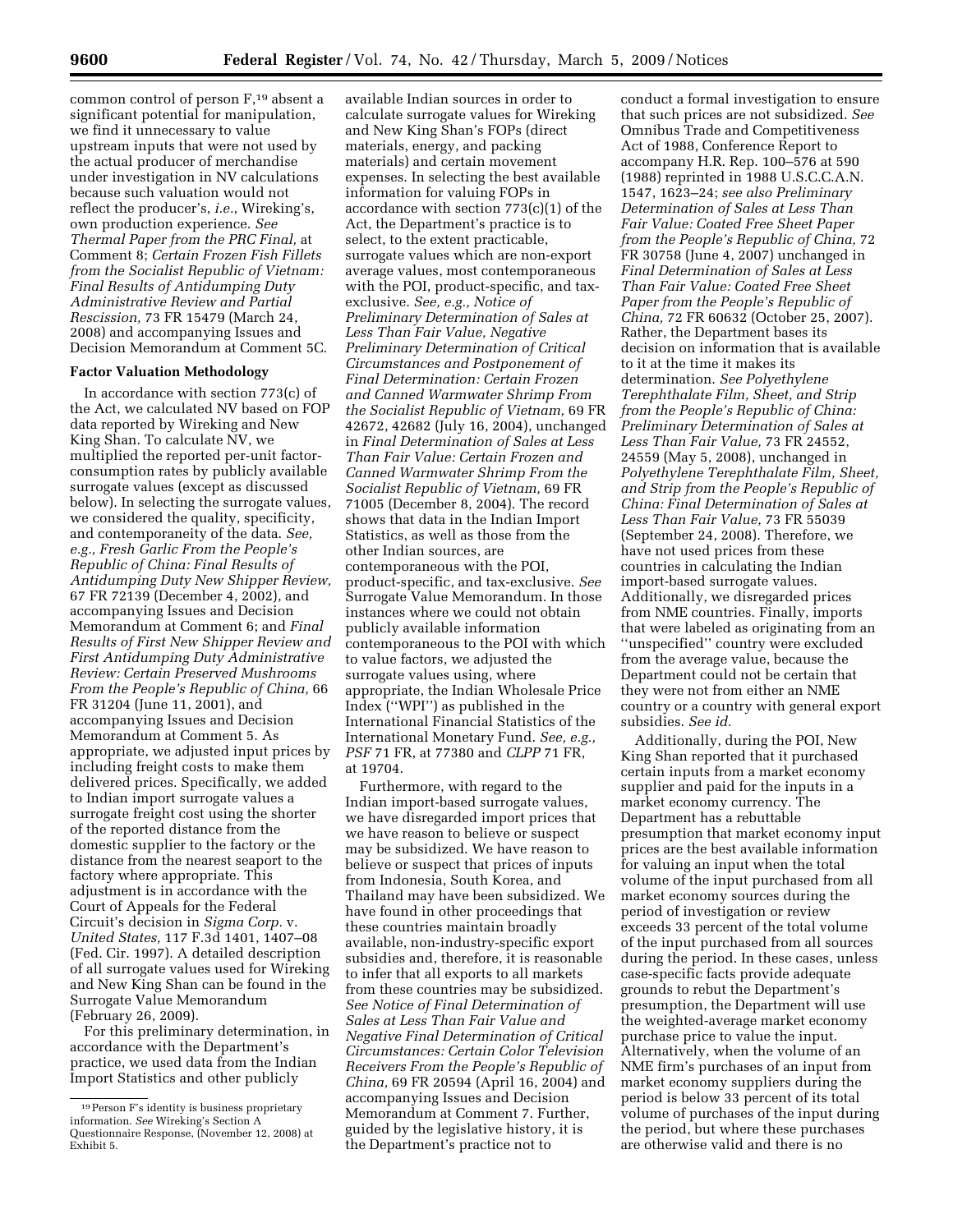common control of person F,[19] absent a significant potential for manipulation, we find it unnecessary to value upstream inputs that were not used by the actual producer of merchandise under investigation in NV calculations because such valuation would not reflect the producer's, *i.e.*, Wireking's, own production experience. *See Thermal Paper from the PRC Final,* at Comment 8; *Certain Frozen Fish Fillets from the Socialist Republic of Vietnam: Final Results of Antidumping Duty Administrative Review and Partial Rescission,* 73 FR 15479 (March 24, 2008) and accompanying Issues and Decision Memorandum at Comment 5C.

**Factor Valuation Methodology**

In accordance with section 773(c) of the Act, we calculated NV based on FOP data reported by Wireking and New King Shan. To calculate NV, we multiplied the reported per-unit factor-consumption rates by publicly available surrogate values (except as discussed below). In selecting the surrogate values, we considered the quality, specificity, and contemporaneity of the data. *See, e.g., Fresh Garlic From the People's Republic of China: Final Results of Antidumping Duty New Shipper Review,* 67 FR 72139 (December 4, 2002), and accompanying Issues and Decision Memorandum at Comment 6; and *Final Results of First New Shipper Review and First Antidumping Duty Administrative Review: Certain Preserved Mushrooms From the People's Republic of China,* 66 FR 31204 (June 11, 2001), and accompanying Issues and Decision Memorandum at Comment 5. As appropriate, we adjusted input prices by including freight costs to make them delivered prices. Specifically, we added to Indian import surrogate values a surrogate freight cost using the shorter of the reported distance from the domestic supplier to the factory or the distance from the nearest seaport to the factory where appropriate. This adjustment is in accordance with the Court of Appeals for the Federal Circuit's decision in *Sigma Corp.* v. *United States,* 117 F.3d 1401, 1407–08 (Fed. Cir. 1997). A detailed description of all surrogate values used for Wireking and New King Shan can be found in the Surrogate Value Memorandum (February 26, 2009).

For this preliminary determination, in accordance with the Department's practice, we used data from the Indian Import Statistics and other publicly available Indian sources in order to calculate surrogate values for Wireking and New King Shan's FOPs (direct materials, energy, and packing materials) and certain movement expenses. In selecting the best available information for valuing FOPs in accordance with section 773(c)(1) of the Act, the Department's practice is to select, to the extent practicable, surrogate values which are non-export average values, most contemporaneous with the POI, product-specific, and tax-exclusive. *See, e.g., Notice of Preliminary Determination of Sales at Less Than Fair Value, Negative Preliminary Determination of Critical Circumstances and Postponement of Final Determination: Certain Frozen and Canned Warmwater Shrimp From the Socialist Republic of Vietnam,* 69 FR 42672, 42682 (July 16, 2004), unchanged in *Final Determination of Sales at Less Than Fair Value: Certain Frozen and Canned Warmwater Shrimp From the Socialist Republic of Vietnam,* 69 FR 71005 (December 8, 2004). The record shows that data in the Indian Import Statistics, as well as those from the other Indian sources, are contemporaneous with the POI, product-specific, and tax-exclusive. *See* Surrogate Value Memorandum. In those instances where we could not obtain publicly available information contemporaneous to the POI with which to value factors, we adjusted the surrogate values using, where appropriate, the Indian Wholesale Price Index (''WPI'') as published in the International Financial Statistics of the International Monetary Fund. *See, e.g., PSF* 71 FR, at 77380 and *CLPP* 71 FR, at 19704.

Furthermore, with regard to the Indian import-based surrogate values, we have disregarded import prices that we have reason to believe or suspect may be subsidized. We have reason to believe or suspect that prices of inputs from Indonesia, South Korea, and Thailand may have been subsidized. We have found in other proceedings that these countries maintain broadly available, non-industry-specific export subsidies and, therefore, it is reasonable to infer that all exports to all markets from these countries may be subsidized. *See Notice of Final Determination of Sales at Less Than Fair Value and Negative Final Determination of Critical Circumstances: Certain Color Television Receivers From the People's Republic of China,* 69 FR 20594 (April 16, 2004) and accompanying Issues and Decision Memorandum at Comment 7. Further, guided by the legislative history, it is the Department's practice not to conduct a formal investigation to ensure that such prices are not subsidized. *See* Omnibus Trade and Competitiveness Act of 1988, Conference Report to accompany H.R. Rep. 100–576 at 590 (1988) reprinted in 1988 U.S.C.C.A.N. 1547, 1623–24; *see also Preliminary Determination of Sales at Less Than Fair Value: Coated Free Sheet Paper from the People's Republic of China,* 72 FR 30758 (June 4, 2007) unchanged in *Final Determination of Sales at Less Than Fair Value: Coated Free Sheet Paper from the People's Republic of China,* 72 FR 60632 (October 25, 2007). Rather, the Department bases its decision on information that is available to it at the time it makes its determination. *See Polyethylene Terephthalate Film, Sheet, and Strip from the People's Republic of China: Preliminary Determination of Sales at Less Than Fair Value,* 73 FR 24552, 24559 (May 5, 2008), unchanged in *Polyethylene Terephthalate Film, Sheet, and Strip from the People's Republic of China: Final Determination of Sales at Less Than Fair Value,* 73 FR 55039 (September 24, 2008). Therefore, we have not used prices from these countries in calculating the Indian import-based surrogate values. Additionally, we disregarded prices from NME countries. Finally, imports that were labeled as originating from an ''unspecified'' country were excluded from the average value, because the Department could not be certain that they were not from either an NME country or a country with general export subsidies. *See id.*

Additionally, during the POI, New King Shan reported that it purchased certain inputs from a market economy supplier and paid for the inputs in a market economy currency. The Department has a rebuttable presumption that market economy input prices are the best available information for valuing an input when the total volume of the input purchased from all market economy sources during the period of investigation or review exceeds 33 percent of the total volume of the input purchased from all sources during the period. In these cases, unless case-specific facts provide adequate grounds to rebut the Department's presumption, the Department will use the weighted-average market economy purchase price to value the input. Alternatively, when the volume of an NME firm's purchases of an input from market economy suppliers during the period is below 33 percent of its total volume of purchases of the input during the period, but where these purchases are otherwise valid and there is no

[19] Person F's identity is business proprietary information. *See* Wireking's Section A Questionnaire Response, (November 12, 2008) at Exhibit 5.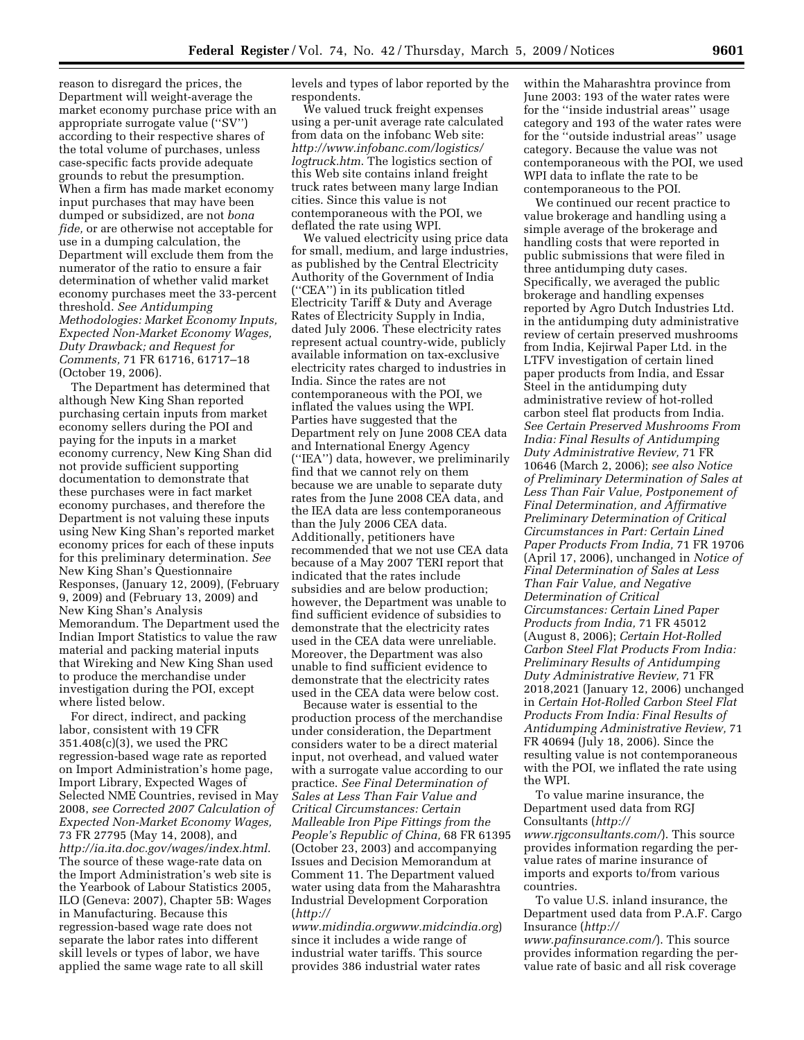reason to disregard the prices, the Department will weight-average the market economy purchase price with an appropriate surrogate value (''SV'') according to their respective shares of the total volume of purchases, unless case-specific facts provide adequate grounds to rebut the presumption. When a firm has made market economy input purchases that may have been dumped or subsidized, are not *bona fide,* or are otherwise not acceptable for use in a dumping calculation, the Department will exclude them from the numerator of the ratio to ensure a fair determination of whether valid market economy purchases meet the 33-percent threshold. *See Antidumping Methodologies: Market Economy Inputs, Expected Non-Market Economy Wages, Duty Drawback; and Request for Comments,* 71 FR 61716, 61717–18 (October 19, 2006).

The Department has determined that although New King Shan reported purchasing certain inputs from market economy sellers during the POI and paying for the inputs in a market economy currency, New King Shan did not provide sufficient supporting documentation to demonstrate that these purchases were in fact market economy purchases, and therefore the Department is not valuing these inputs using New King Shan's reported market economy prices for each of these inputs for this preliminary determination. *See* New King Shan's Questionnaire Responses, (January 12, 2009), (February 9, 2009) and (February 13, 2009) and New King Shan's Analysis Memorandum. The Department used the Indian Import Statistics to value the raw material and packing material inputs that Wireking and New King Shan used to produce the merchandise under investigation during the POI, except where listed below.

For direct, indirect, and packing labor, consistent with 19 CFR 351.408(c)(3), we used the PRC regression-based wage rate as reported on Import Administration's home page, Import Library, Expected Wages of Selected NME Countries, revised in May 2008, *see Corrected 2007 Calculation of Expected Non-Market Economy Wages,* 73 FR 27795 (May 14, 2008), and *http://ia.ita.doc.gov/wages/index.html*. The source of these wage-rate data on the Import Administration's web site is the Yearbook of Labour Statistics 2005, ILO (Geneva: 2007), Chapter 5B: Wages in Manufacturing. Because this regression-based wage rate does not separate the labor rates into different skill levels or types of labor, we have applied the same wage rate to all skill levels and types of labor reported by the respondents.

We valued truck freight expenses using a per-unit average rate calculated from data on the infobanc Web site: *http://www.infobanc.com/logistics/logtruck.htm*. The logistics section of this Web site contains inland freight truck rates between many large Indian cities. Since this value is not contemporaneous with the POI, we deflated the rate using WPI.

We valued electricity using price data for small, medium, and large industries, as published by the Central Electricity Authority of the Government of India (''CEA'') in its publication titled Electricity Tariff & Duty and Average Rates of Electricity Supply in India, dated July 2006. These electricity rates represent actual country-wide, publicly available information on tax-exclusive electricity rates charged to industries in India. Since the rates are not contemporaneous with the POI, we inflated the values using the WPI. Parties have suggested that the Department rely on June 2008 CEA data and International Energy Agency (''IEA'') data, however, we preliminarily find that we cannot rely on them because we are unable to separate duty rates from the June 2008 CEA data, and the IEA data are less contemporaneous than the July 2006 CEA data. Additionally, petitioners have recommended that we not use CEA data because of a May 2007 TERI report that indicated that the rates include subsidies and are below production; however, the Department was unable to find sufficient evidence of subsidies to demonstrate that the electricity rates used in the CEA data were unreliable. Moreover, the Department was also unable to find sufficient evidence to demonstrate that the electricity rates used in the CEA data were below cost.

Because water is essential to the production process of the merchandise under consideration, the Department considers water to be a direct material input, not overhead, and valued water with a surrogate value according to our practice. *See Final Determination of Sales at Less Than Fair Value and Critical Circumstances: Certain Malleable Iron Pipe Fittings from the People's Republic of China,* 68 FR 61395 (October 23, 2003) and accompanying Issues and Decision Memorandum at Comment 11. The Department valued water using data from the Maharashtra Industrial Development Corporation (*http://www.midindia.orgwww.midcindia.org*) since it includes a wide range of industrial water tariffs. This source provides 386 industrial water rates within the Maharashtra province from June 2003: 193 of the water rates were for the ''inside industrial areas'' usage category and 193 of the water rates were for the ''outside industrial areas'' usage category. Because the value was not contemporaneous with the POI, we used WPI data to inflate the rate to be contemporaneous to the POI.

We continued our recent practice to value brokerage and handling using a simple average of the brokerage and handling costs that were reported in public submissions that were filed in three antidumping duty cases. Specifically, we averaged the public brokerage and handling expenses reported by Agro Dutch Industries Ltd. in the antidumping duty administrative review of certain preserved mushrooms from India, Kejirwal Paper Ltd. in the LTFV investigation of certain lined paper products from India, and Essar Steel in the antidumping duty administrative review of hot-rolled carbon steel flat products from India. *See Certain Preserved Mushrooms From India: Final Results of Antidumping Duty Administrative Review,* 71 FR 10646 (March 2, 2006); *see also Notice of Preliminary Determination of Sales at Less Than Fair Value, Postponement of Final Determination, and Affirmative Preliminary Determination of Critical Circumstances in Part: Certain Lined Paper Products From India,* 71 FR 19706 (April 17, 2006), unchanged in *Notice of Final Determination of Sales at Less Than Fair Value, and Negative Determination of Critical Circumstances: Certain Lined Paper Products from India,* 71 FR 45012 (August 8, 2006); *Certain Hot-Rolled Carbon Steel Flat Products From India: Preliminary Results of Antidumping Duty Administrative Review,* 71 FR 2018,2021 (January 12, 2006) unchanged in *Certain Hot-Rolled Carbon Steel Flat Products From India: Final Results of Antidumping Administrative Review,* 71 FR 40694 (July 18, 2006). Since the resulting value is not contemporaneous with the POI, we inflated the rate using the WPI.

To value marine insurance, the Department used data from RGJ Consultants (*http://www.rjgconsultants.com/*). This source provides information regarding the per-value rates of marine insurance of imports and exports to/from various countries.

To value U.S. inland insurance, the Department used data from P.A.F. Cargo Insurance (*http://www.pafinsurance.com/*). This source provides information regarding the per-value rate of basic and all risk coverage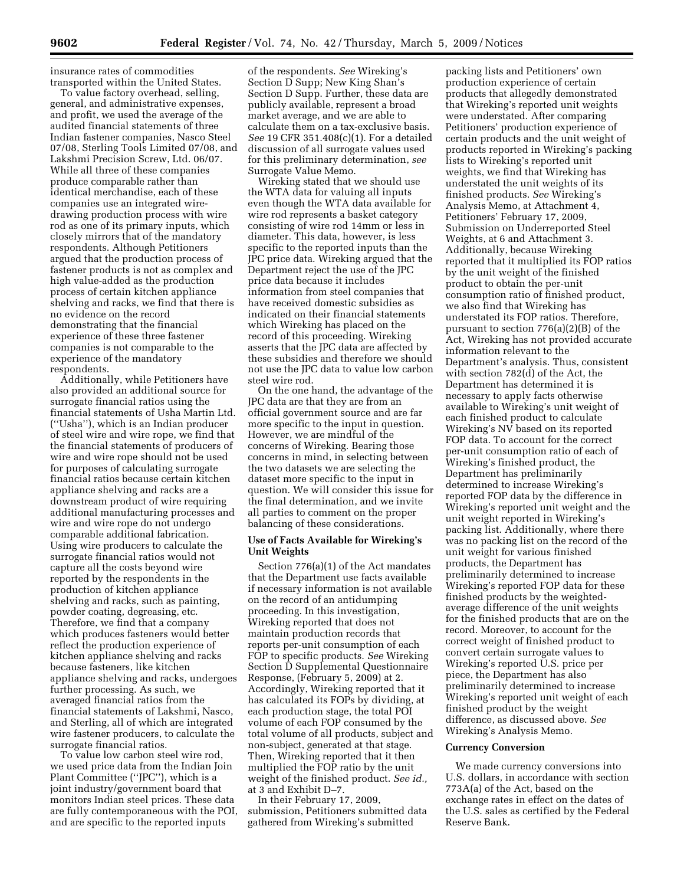insurance rates of commodities transported within the United States.

To value factory overhead, selling, general, and administrative expenses, and profit, we used the average of the audited financial statements of three Indian fastener companies, Nasco Steel 07/08, Sterling Tools Limited 07/08, and Lakshmi Precision Screw, Ltd. 06/07. While all three of these companies produce comparable rather than identical merchandise, each of these companies use an integrated wire-drawing production process with wire rod as one of its primary inputs, which closely mirrors that of the mandatory respondents. Although Petitioners argued that the production process of fastener products is not as complex and high value-added as the production process of certain kitchen appliance shelving and racks, we find that there is no evidence on the record demonstrating that the financial experience of these three fastener companies is not comparable to the experience of the mandatory respondents.

Additionally, while Petitioners have also provided an additional source for surrogate financial ratios using the financial statements of Usha Martin Ltd. (''Usha''), which is an Indian producer of steel wire and wire rope, we find that the financial statements of producers of wire and wire rope should not be used for purposes of calculating surrogate financial ratios because certain kitchen appliance shelving and racks are a downstream product of wire requiring additional manufacturing processes and wire and wire rope do not undergo comparable additional fabrication. Using wire producers to calculate the surrogate financial ratios would not capture all the costs beyond wire reported by the respondents in the production of kitchen appliance shelving and racks, such as painting, powder coating, degreasing, etc. Therefore, we find that a company which produces fasteners would better reflect the production experience of kitchen appliance shelving and racks because fasteners, like kitchen appliance shelving and racks, undergoes further processing. As such, we averaged financial ratios from the financial statements of Lakshmi, Nasco, and Sterling, all of which are integrated wire fastener producers, to calculate the surrogate financial ratios.

To value low carbon steel wire rod, we used price data from the Indian Join Plant Committee (''JPC''), which is a joint industry/government board that monitors Indian steel prices. These data are fully contemporaneous with the POI, and are specific to the reported inputs of the respondents. *See* Wireking's Section D Supp; New King Shan's Section D Supp. Further, these data are publicly available, represent a broad market average, and we are able to calculate them on a tax-exclusive basis. *See* 19 CFR 351.408(c)(1). For a detailed discussion of all surrogate values used for this preliminary determination, *see* Surrogate Value Memo.

Wireking stated that we should use the WTA data for valuing all inputs even though the WTA data available for wire rod represents a basket category consisting of wire rod 14mm or less in diameter. This data, however, is less specific to the reported inputs than the JPC price data. Wireking argued that the Department reject the use of the JPC price data because it includes information from steel companies that have received domestic subsidies as indicated on their financial statements which Wireking has placed on the record of this proceeding. Wireking asserts that the JPC data are affected by these subsidies and therefore we should not use the JPC data to value low carbon steel wire rod.

On the one hand, the advantage of the JPC data are that they are from an official government source and are far more specific to the input in question. However, we are mindful of the concerns of Wireking. Bearing those concerns in mind, in selecting between the two datasets we are selecting the dataset more specific to the input in question. We will consider this issue for the final determination, and we invite all parties to comment on the proper balancing of these considerations.

**Use of Facts Available for Wireking's Unit Weights**

Section 776(a)(1) of the Act mandates that the Department use facts available if necessary information is not available on the record of an antidumping proceeding. In this investigation, Wireking reported that does not maintain production records that reports per-unit consumption of each FOP to specific products. *See* Wireking Section D Supplemental Questionnaire Response, (February 5, 2009) at 2. Accordingly, Wireking reported that it has calculated its FOPs by dividing, at each production stage, the total POI volume of each FOP consumed by the total volume of all products, subject and non-subject, generated at that stage. Then, Wireking reported that it then multiplied the FOP ratio by the unit weight of the finished product. *See id.,* at 3 and Exhibit D–7.

In their February 17, 2009, submission, Petitioners submitted data gathered from Wireking's submitted packing lists and Petitioners' own production experience of certain products that allegedly demonstrated that Wireking's reported unit weights were understated. After comparing Petitioners' production experience of certain products and the unit weight of products reported in Wireking's packing lists to Wireking's reported unit weights, we find that Wireking has understated the unit weights of its finished products. *See* Wireking's Analysis Memo, at Attachment 4, Petitioners' February 17, 2009, Submission on Underreported Steel Weights, at 6 and Attachment 3. Additionally, because Wireking reported that it multiplied its FOP ratios by the unit weight of the finished product to obtain the per-unit consumption ratio of finished product, we also find that Wireking has understated its FOP ratios. Therefore, pursuant to section 776(a)(2)(B) of the Act, Wireking has not provided accurate information relevant to the Department's analysis. Thus, consistent with section 782(d) of the Act, the Department has determined it is necessary to apply facts otherwise available to Wireking's unit weight of each finished product to calculate Wireking's NV based on its reported FOP data. To account for the correct per-unit consumption ratio of each of Wireking's finished product, the Department has preliminarily determined to increase Wireking's reported FOP data by the difference in Wireking's reported unit weight and the unit weight reported in Wireking's packing list. Additionally, where there was no packing list on the record of the unit weight for various finished products, the Department has preliminarily determined to increase Wireking's reported FOP data for these finished products by the weighted-average difference of the unit weights for the finished products that are on the record. Moreover, to account for the correct weight of finished product to convert certain surrogate values to Wireking's reported U.S. price per piece, the Department has also preliminarily determined to increase Wireking's reported unit weight of each finished product by the weight difference, as discussed above. *See* Wireking's Analysis Memo.

**Currency Conversion**

We made currency conversions into U.S. dollars, in accordance with section 773A(a) of the Act, based on the exchange rates in effect on the dates of the U.S. sales as certified by the Federal Reserve Bank.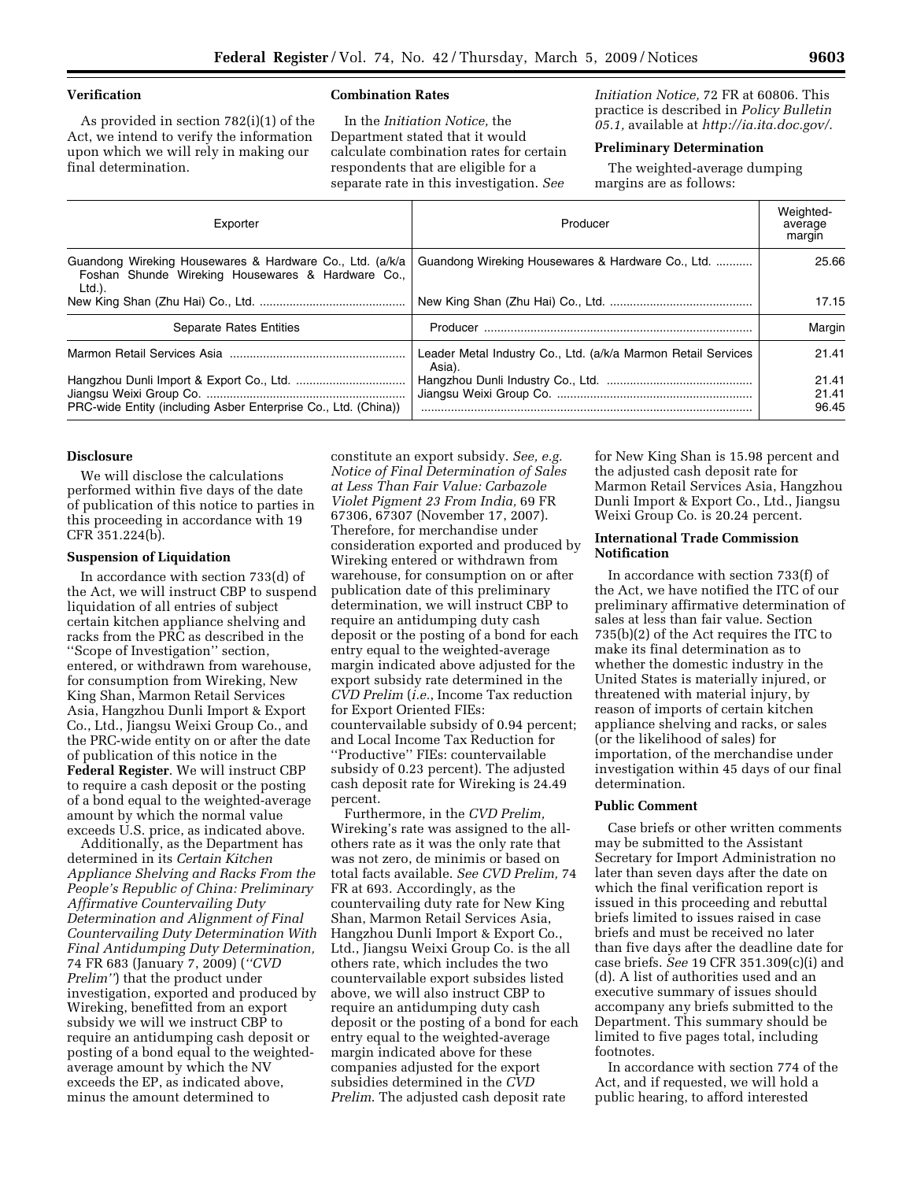### Verification

As provided in section 782(i)(1) of the Act, we intend to verify the information upon which we will rely in making our final determination.

### Combination Rates

In the *Initiation Notice,* the Department stated that it would calculate combination rates for certain respondents that are eligible for a separate rate in this investigation. *See Initiation Notice,* 72 FR at 60806. This practice is described in *Policy Bulletin 05.1,* available at *http://ia.ita.doc.gov/*.

### Preliminary Determination

The weighted-average dumping margins are as follows:

| Exporter | Producer | Weighted-average margin |
|---|---|---|
| Guandong Wireking Housewares & Hardware Co., Ltd. (a/k/a Foshan Shunde Wireking Housewares & Hardware Co., Ltd.). | Guandong Wireking Housewares & Hardware Co., Ltd. | 25.66 |
| New King Shan (Zhu Hai) Co., Ltd. | New King Shan (Zhu Hai) Co., Ltd. | 17.15 |
| Separate Rates Entities | Producer | Margin |
| Marmon Retail Services Asia | Leader Metal Industry Co., Ltd. (a/k/a Marmon Retail Services Asia). | 21.41 |
| Hangzhou Dunli Import & Export Co., Ltd. | Hangzhou Dunli Industry Co., Ltd. | 21.41 |
| Jiangsu Weixi Group Co. | Jiangsu Weixi Group Co. | 21.41 |
| PRC-wide Entity (including Asber Enterprise Co., Ltd. (China)) | | 96.45 |

### Disclosure

We will disclose the calculations performed within five days of the date of publication of this notice to parties in this proceeding in accordance with 19 CFR 351.224(b).

### Suspension of Liquidation

In accordance with section 733(d) of the Act, we will instruct CBP to suspend liquidation of all entries of subject certain kitchen appliance shelving and racks from the PRC as described in the ''Scope of Investigation'' section, entered, or withdrawn from warehouse, for consumption from Wireking, New King Shan, Marmon Retail Services Asia, Hangzhou Dunli Import & Export Co., Ltd., Jiangsu Weixi Group Co., and the PRC-wide entity on or after the date of publication of this notice in the **Federal Register**. We will instruct CBP to require a cash deposit or the posting of a bond equal to the weighted-average amount by which the normal value exceeds U.S. price, as indicated above.

Additionally, as the Department has determined in its *Certain Kitchen Appliance Shelving and Racks From the People's Republic of China: Preliminary Affirmative Countervailing Duty Determination and Alignment of Final Countervailing Duty Determination With Final Antidumping Duty Determination,* 74 FR 683 (January 7, 2009) (*''CVD Prelim''*) that the product under investigation, exported and produced by Wireking, benefitted from an export subsidy we will we instruct CBP to require an antidumping cash deposit or posting of a bond equal to the weighted-average amount by which the NV exceeds the EP, as indicated above, minus the amount determined to constitute an export subsidy. *See, e.g. Notice of Final Determination of Sales at Less Than Fair Value: Carbazole Violet Pigment 23 From India,* 69 FR 67306, 67307 (November 17, 2007). Therefore, for merchandise under consideration exported and produced by Wireking entered or withdrawn from warehouse, for consumption on or after publication date of this preliminary determination, we will instruct CBP to require an antidumping duty cash deposit or the posting of a bond for each entry equal to the weighted-average margin indicated above adjusted for the export subsidy rate determined in the *CVD Prelim* (*i.e.*, Income Tax reduction for Export Oriented FIEs: countervailable subsidy of 0.94 percent; and Local Income Tax Reduction for ''Productive'' FIEs: countervailable subsidy of 0.23 percent). The adjusted cash deposit rate for Wireking is 24.49 percent.

Furthermore, in the *CVD Prelim,* Wireking's rate was assigned to the all-others rate as it was the only rate that was not zero, de minimis or based on total facts available. *See CVD Prelim,* 74 FR at 693. Accordingly, as the countervailing duty rate for New King Shan, Marmon Retail Services Asia, Hangzhou Dunli Import & Export Co., Ltd., Jiangsu Weixi Group Co. is the all others rate, which includes the two countervailable export subsides listed above, we will also instruct CBP to require an antidumping duty cash deposit or the posting of a bond for each entry equal to the weighted-average margin indicated above for these companies adjusted for the export subsidies determined in the *CVD Prelim*. The adjusted cash deposit rate for New King Shan is 15.98 percent and the adjusted cash deposit rate for Marmon Retail Services Asia, Hangzhou Dunli Import & Export Co., Ltd., Jiangsu Weixi Group Co. is 20.24 percent.

### International Trade Commission Notification

In accordance with section 733(f) of the Act, we have notified the ITC of our preliminary affirmative determination of sales at less than fair value. Section 735(b)(2) of the Act requires the ITC to make its final determination as to whether the domestic industry in the United States is materially injured, or threatened with material injury, by reason of imports of certain kitchen appliance shelving and racks, or sales (or the likelihood of sales) for importation, of the merchandise under investigation within 45 days of our final determination.

### Public Comment

Case briefs or other written comments may be submitted to the Assistant Secretary for Import Administration no later than seven days after the date on which the final verification report is issued in this proceeding and rebuttal briefs limited to issues raised in case briefs and must be received no later than five days after the deadline date for case briefs. *See* 19 CFR 351.309(c)(i) and (d). A list of authorities used and an executive summary of issues should accompany any briefs submitted to the Department. This summary should be limited to five pages total, including footnotes.

In accordance with section 774 of the Act, and if requested, we will hold a public hearing, to afford interested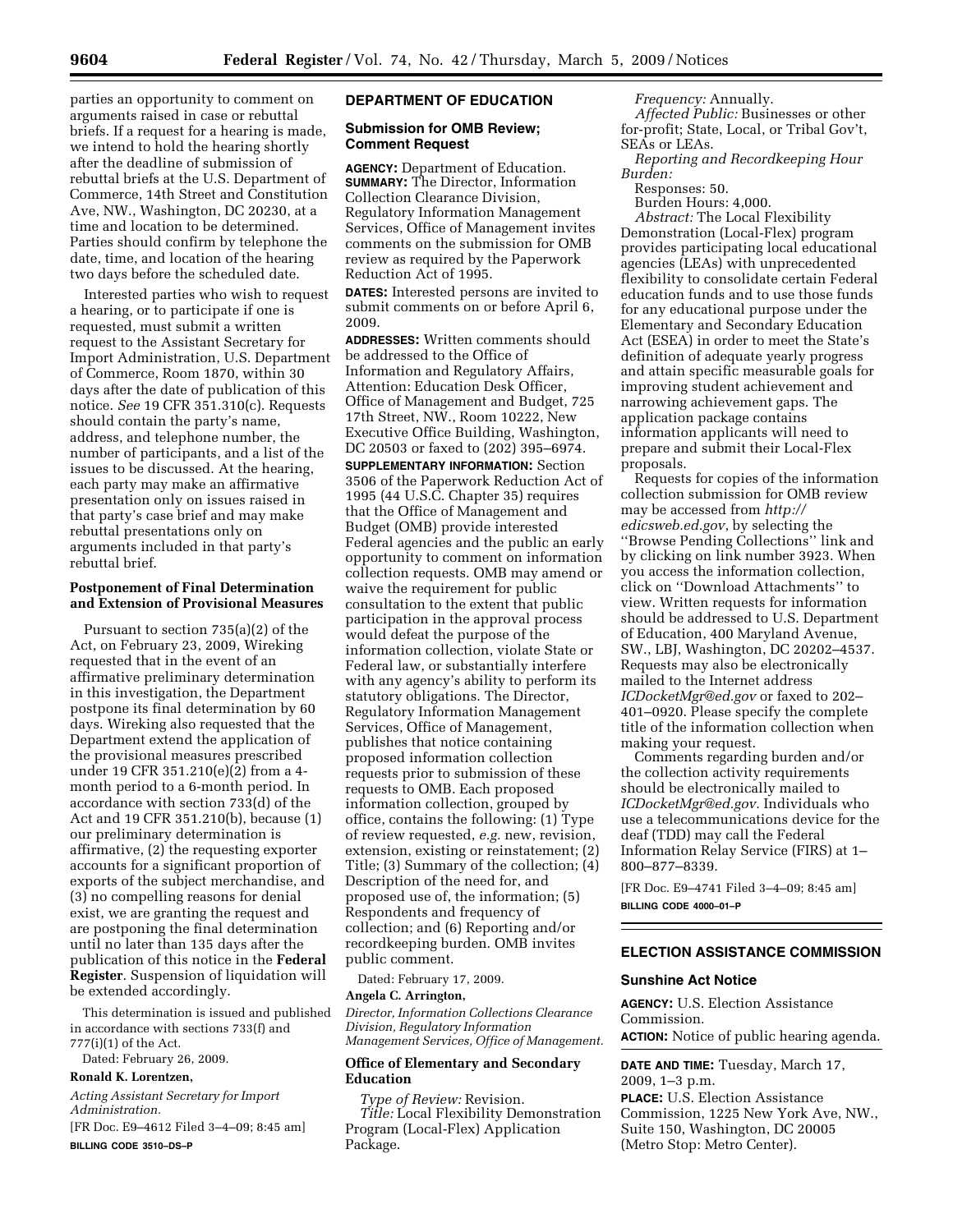parties an opportunity to comment on arguments raised in case or rebuttal briefs. If a request for a hearing is made, we intend to hold the hearing shortly after the deadline of submission of rebuttal briefs at the U.S. Department of Commerce, 14th Street and Constitution Ave, NW., Washington, DC 20230, at a time and location to be determined. Parties should confirm by telephone the date, time, and location of the hearing two days before the scheduled date.

Interested parties who wish to request a hearing, or to participate if one is requested, must submit a written request to the Assistant Secretary for Import Administration, U.S. Department of Commerce, Room 1870, within 30 days after the date of publication of this notice. *See* 19 CFR 351.310(c). Requests should contain the party's name, address, and telephone number, the number of participants, and a list of the issues to be discussed. At the hearing, each party may make an affirmative presentation only on issues raised in that party's case brief and may make rebuttal presentations only on arguments included in that party's rebuttal brief.

**Postponement of Final Determination and Extension of Provisional Measures**

Pursuant to section 735(a)(2) of the Act, on February 23, 2009, Wireking requested that in the event of an affirmative preliminary determination in this investigation, the Department postpone its final determination by 60 days. Wireking also requested that the Department extend the application of the provisional measures prescribed under 19 CFR 351.210(e)(2) from a 4-month period to a 6-month period. In accordance with section 733(d) of the Act and 19 CFR 351.210(b), because (1) our preliminary determination is affirmative, (2) the requesting exporter accounts for a significant proportion of exports of the subject merchandise, and (3) no compelling reasons for denial exist, we are granting the request and are postponing the final determination until no later than 135 days after the publication of this notice in the **Federal Register**. Suspension of liquidation will be extended accordingly.

This determination is issued and published in accordance with sections 733(f) and 777(i)(1) of the Act.

Dated: February 26, 2009.

**Ronald K. Lorentzen,**

*Acting Assistant Secretary for Import Administration.*

[FR Doc. E9–4612 Filed 3–4–09; 8:45 am]

**BILLING CODE 3510–DS–P**

## DEPARTMENT OF EDUCATION

### Submission for OMB Review; Comment Request

**AGENCY:** Department of Education.

**SUMMARY:** The Director, Information Collection Clearance Division, Regulatory Information Management Services, Office of Management invites comments on the submission for OMB review as required by the Paperwork Reduction Act of 1995.

**DATES:** Interested persons are invited to submit comments on or before April 6, 2009.

**ADDRESSES:** Written comments should be addressed to the Office of Information and Regulatory Affairs, Attention: Education Desk Officer, Office of Management and Budget, 725 17th Street, NW., Room 10222, New Executive Office Building, Washington, DC 20503 or faxed to (202) 395–6974.

**SUPPLEMENTARY INFORMATION:** Section 3506 of the Paperwork Reduction Act of 1995 (44 U.S.C. Chapter 35) requires that the Office of Management and Budget (OMB) provide interested Federal agencies and the public an early opportunity to comment on information collection requests. OMB may amend or waive the requirement for public consultation to the extent that public participation in the approval process would defeat the purpose of the information collection, violate State or Federal law, or substantially interfere with any agency's ability to perform its statutory obligations. The Director, Regulatory Information Management Services, Office of Management, publishes that notice containing proposed information collection requests prior to submission of these requests to OMB. Each proposed information collection, grouped by office, contains the following: (1) Type of review requested, *e.g.* new, revision, extension, existing or reinstatement; (2) Title; (3) Summary of the collection; (4) Description of the need for, and proposed use of, the information; (5) Respondents and frequency of collection; and (6) Reporting and/or recordkeeping burden. OMB invites public comment.

Dated: February 17, 2009.

**Angela C. Arrington,**

*Director, Information Collections Clearance Division, Regulatory Information Management Services, Office of Management.*

**Office of Elementary and Secondary Education**

*Type of Review:* Revision.

*Title:* Local Flexibility Demonstration Program (Local-Flex) Application Package.

*Frequency:* Annually.

*Affected Public:* Businesses or other for-profit; State, Local, or Tribal Gov't, SEAs or LEAs.

*Reporting and Recordkeeping Hour Burden:*

Responses: 50.

Burden Hours: 4,000.

*Abstract:* The Local Flexibility Demonstration (Local-Flex) program provides participating local educational agencies (LEAs) with unprecedented flexibility to consolidate certain Federal education funds and to use those funds for any educational purpose under the Elementary and Secondary Education Act (ESEA) in order to meet the State's definition of adequate yearly progress and attain specific measurable goals for improving student achievement and narrowing achievement gaps. The application package contains information applicants will need to prepare and submit their Local-Flex proposals.

Requests for copies of the information collection submission for OMB review may be accessed from *http://edicsweb.ed.gov*, by selecting the ''Browse Pending Collections'' link and by clicking on link number 3923. When you access the information collection, click on ''Download Attachments'' to view. Written requests for information should be addressed to U.S. Department of Education, 400 Maryland Avenue, SW., LBJ, Washington, DC 20202–4537. Requests may also be electronically mailed to the Internet address *ICDocketMgr@ed.gov* or faxed to 202–401–0920. Please specify the complete title of the information collection when making your request.

Comments regarding burden and/or the collection activity requirements should be electronically mailed to *ICDocketMgr@ed.gov*. Individuals who use a telecommunications device for the deaf (TDD) may call the Federal Information Relay Service (FIRS) at 1–800–877–8339.

[FR Doc. E9–4741 Filed 3–4–09; 8:45 am]

**BILLING CODE 4000–01–P**

## ELECTION ASSISTANCE COMMISSION

### Sunshine Act Notice

**AGENCY:** U.S. Election Assistance Commission.

**ACTION:** Notice of public hearing agenda.

**DATE AND TIME:** Tuesday, March 17, 2009, 1–3 p.m.

**PLACE:** U.S. Election Assistance Commission, 1225 New York Ave, NW., Suite 150, Washington, DC 20005 (Metro Stop: Metro Center).